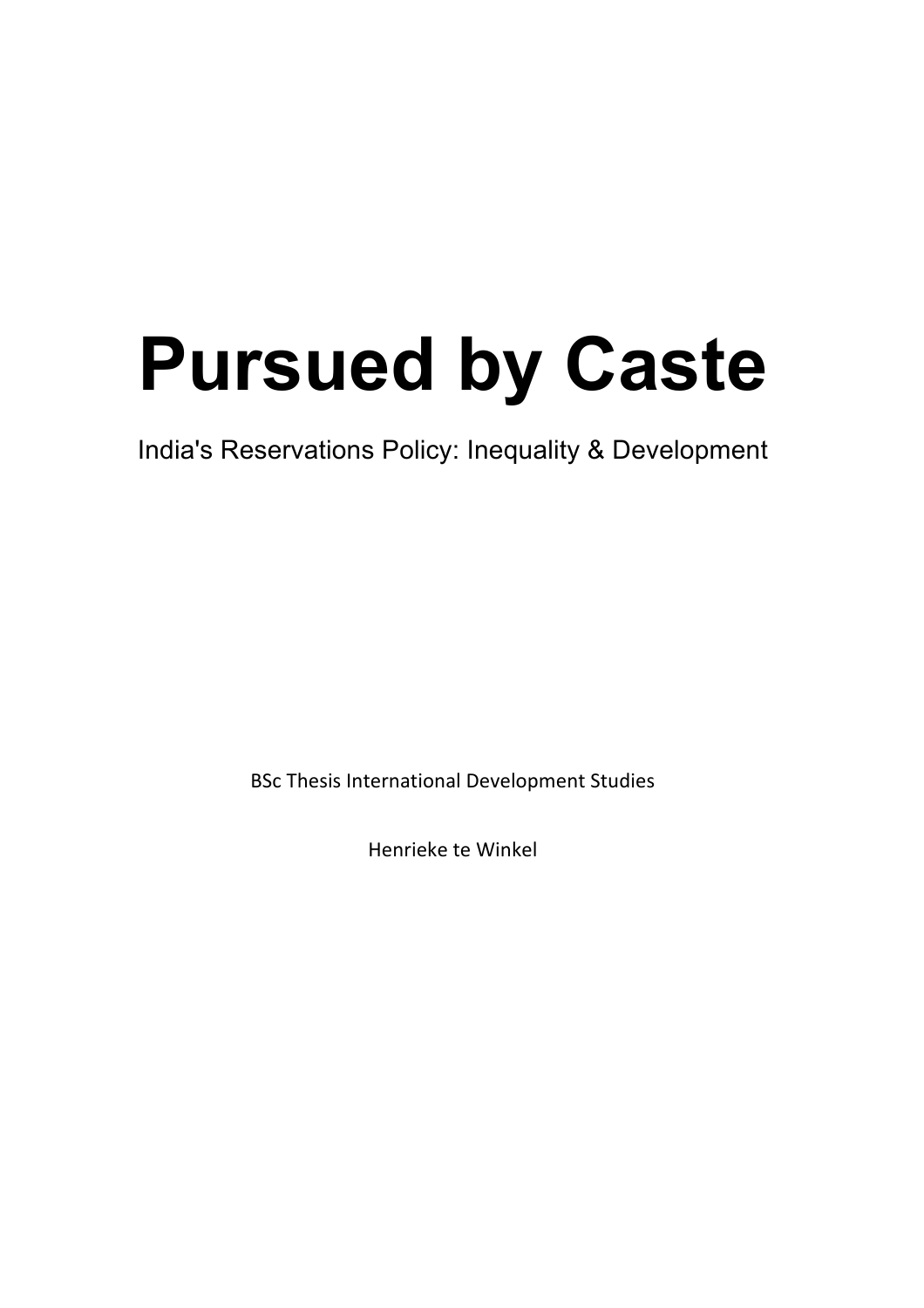# Pursued by Caste

India's Reservations Policy: Inequality & Development

BSc Thesis International Development Studies

Henrieke te Winkel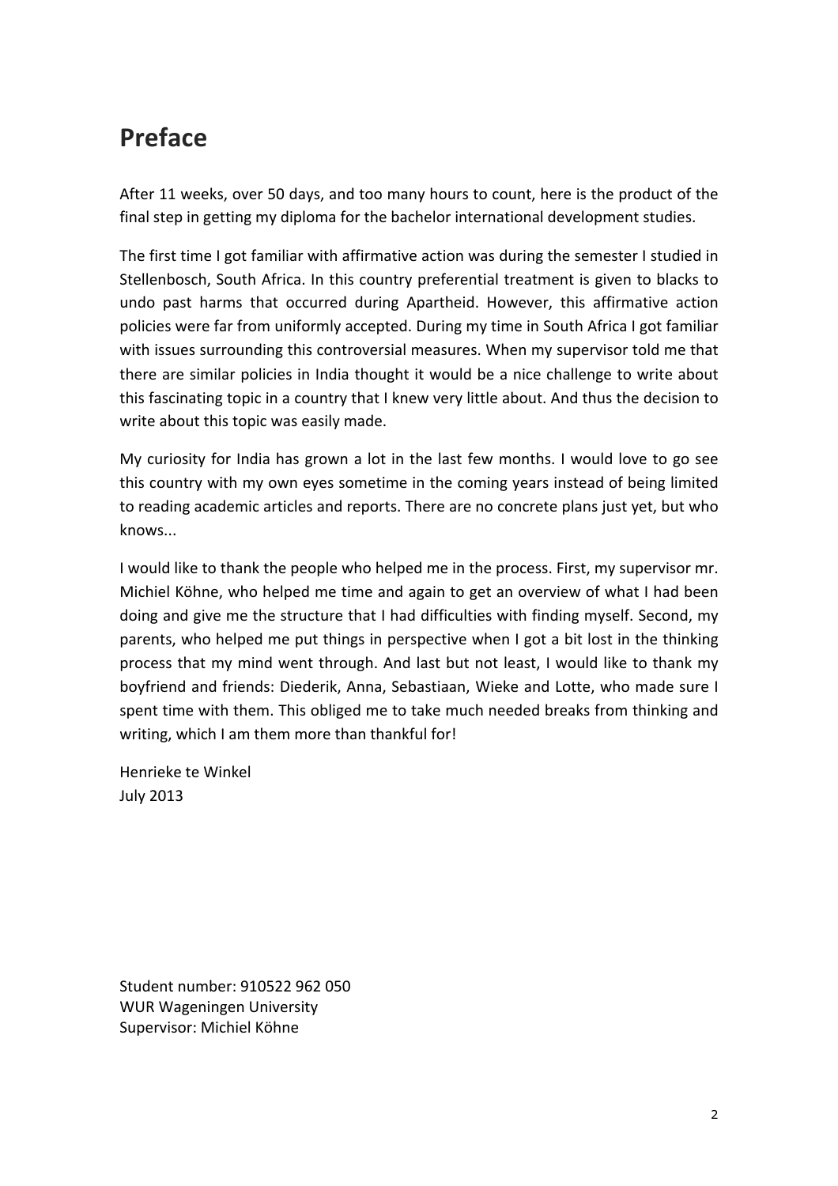# Preface

After 11 weeks, over 50 days, and too many hours to count, here is the product of the final step in getting my diploma for the bachelor international development studies.

The first time I got familiar with affirmative action was during the semester I studied in Stellenbosch, South Africa. In this country preferential treatment is given to blacks to undo past harms that occurred during Apartheid. However, this affirmative action policies were far from uniformly accepted. During my time in South Africa I got familiar with issues surrounding this controversial measures. When my supervisor told me that there are similar policies in India thought it would be a nice challenge to write about this fascinating topic in a country that I knew very little about. And thus the decision to write about this topic was easily made.

My curiosity for India has grown a lot in the last few months. I would love to go see this country with my own eyes sometime in the coming years instead of being limited to reading academic articles and reports. There are no concrete plans just yet, but who knows...

I would like to thank the people who helped me in the process. First, my supervisor mr. Michiel Köhne, who helped me time and again to get an overview of what I had been doing and give me the structure that I had difficulties with finding myself. Second, my parents, who helped me put things in perspective when I got a bit lost in the thinking process that my mind went through. And last but not least, I would like to thank my boyfriend and friends: Diederik, Anna, Sebastiaan, Wieke and Lotte, who made sure I spent time with them. This obliged me to take much needed breaks from thinking and writing, which I am them more than thankful for!

Henrieke te Winkel
July 2013

Student number: 910522 962 050
WUR Wageningen University
Supervisor: Michiel Köhne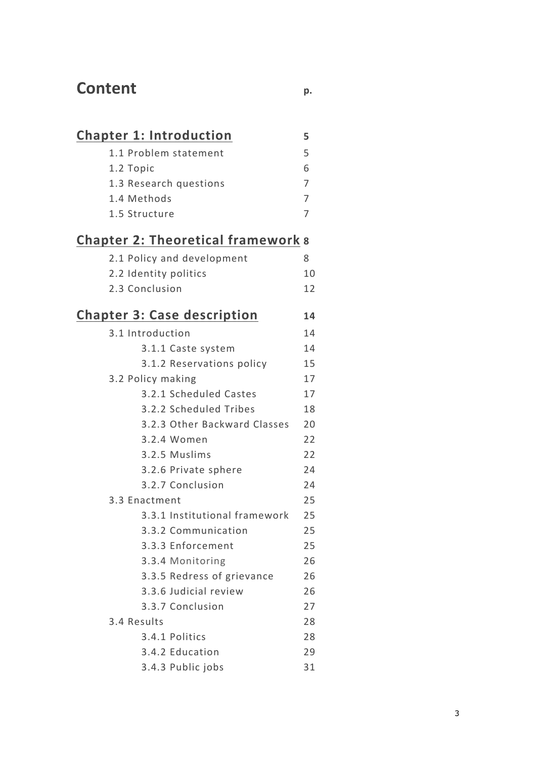# Content

p.

**Chapter 1: Introduction** 5

- 1.1 Problem statement 5
- 1.2 Topic 6
- 1.3 Research questions 7
- 1.4 Methods 7
- 1.5 Structure 7

**Chapter 2: Theoretical framework** 8

- 2.1 Policy and development 8
- 2.2 Identity politics 10
- 2.3 Conclusion 12

**Chapter 3: Case description** 14

- 3.1 Introduction 14
  - 3.1.1 Caste system 14
  - 3.1.2 Reservations policy 15
- 3.2 Policy making 17
  - 3.2.1 Scheduled Castes 17
  - 3.2.2 Scheduled Tribes 18
  - 3.2.3 Other Backward Classes 20
  - 3.2.4 Women 22
  - 3.2.5 Muslims 22
  - 3.2.6 Private sphere 24
  - 3.2.7 Conclusion 24
- 3.3 Enactment 25
  - 3.3.1 Institutional framework 25
  - 3.3.2 Communication 25
  - 3.3.3 Enforcement 25
  - 3.3.4 Monitoring 26
  - 3.3.5 Redress of grievance 26
  - 3.3.6 Judicial review 26
  - 3.3.7 Conclusion 27
- 3.4 Results 28
  - 3.4.1 Politics 28
  - 3.4.2 Education 29
  - 3.4.3 Public jobs 31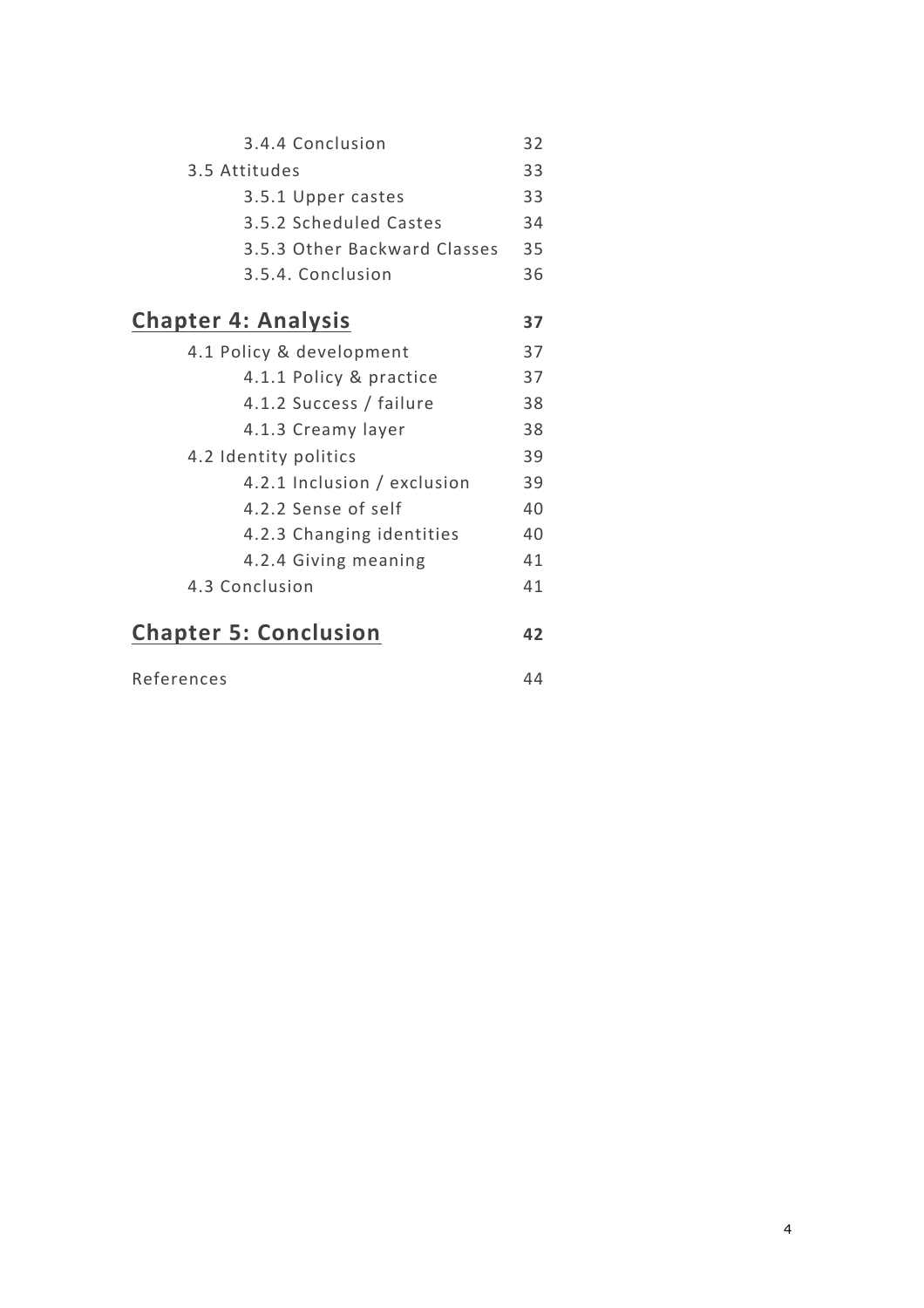3.4.4 Conclusion 32

3.5 Attitudes 33

3.5.1 Upper castes 33

3.5.2 Scheduled Castes 34

3.5.3 Other Backward Classes 35

3.5.4. Conclusion 36

**Chapter 4: Analysis** **37**

4.1 Policy & development 37

4.1.1 Policy & practice 37

4.1.2 Success / failure 38

4.1.3 Creamy layer 38

4.2 Identity politics 39

4.2.1 Inclusion / exclusion 39

4.2.2 Sense of self 40

4.2.3 Changing identities 40

4.2.4 Giving meaning 41

4.3 Conclusion 41

**Chapter 5: Conclusion** **42**

References 44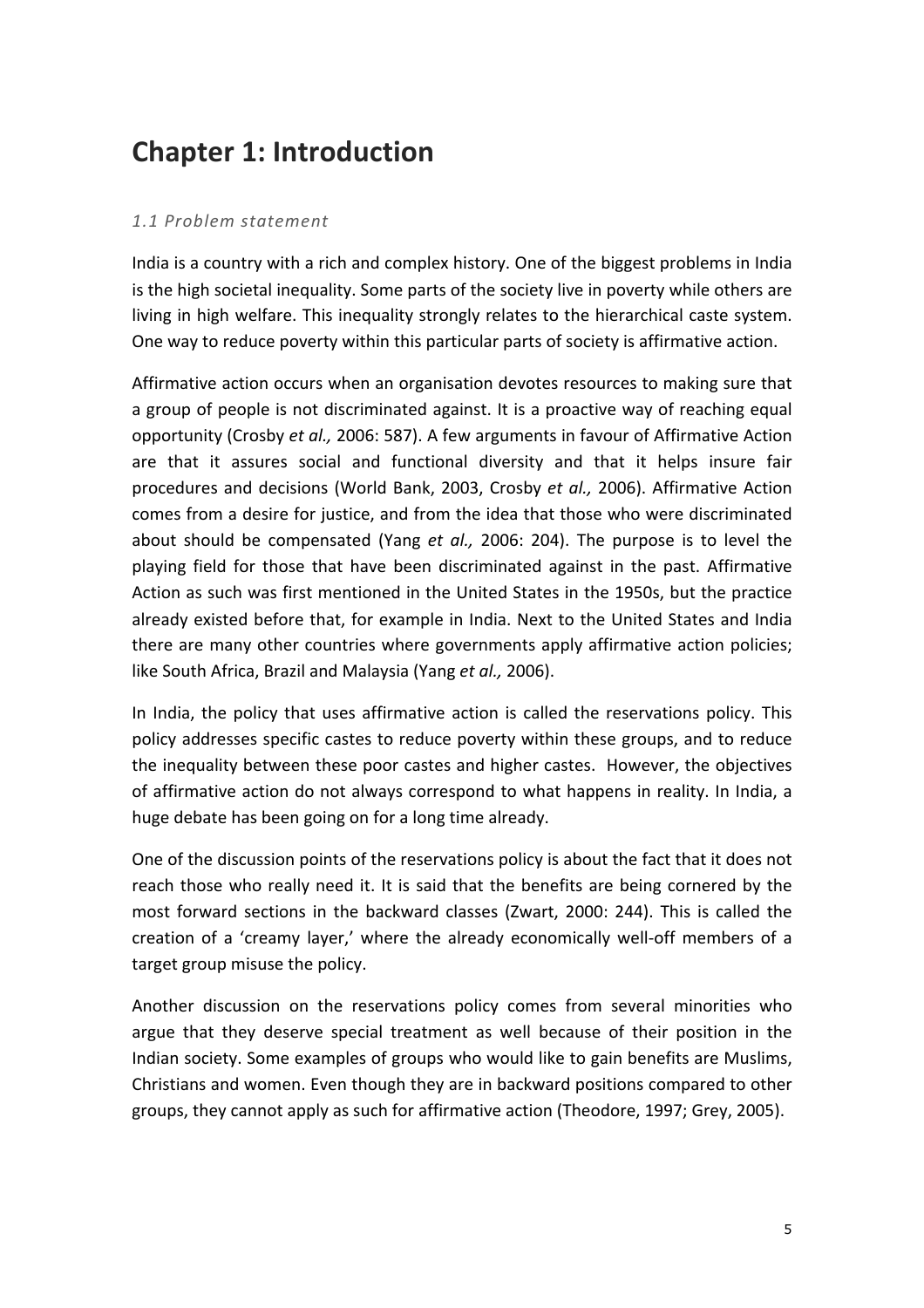# Chapter 1: Introduction

### *1.1 Problem statement*

India is a country with a rich and complex history. One of the biggest problems in India is the high societal inequality. Some parts of the society live in poverty while others are living in high welfare. This inequality strongly relates to the hierarchical caste system. One way to reduce poverty within this particular parts of society is affirmative action.

Affirmative action occurs when an organisation devotes resources to making sure that a group of people is not discriminated against. It is a proactive way of reaching equal opportunity (Crosby *et al.,* 2006: 587). A few arguments in favour of Affirmative Action are that it assures social and functional diversity and that it helps insure fair procedures and decisions (World Bank, 2003, Crosby *et al.,* 2006). Affirmative Action comes from a desire for justice, and from the idea that those who were discriminated about should be compensated (Yang *et al.,* 2006: 204). The purpose is to level the playing field for those that have been discriminated against in the past. Affirmative Action as such was first mentioned in the United States in the 1950s, but the practice already existed before that, for example in India. Next to the United States and India there are many other countries where governments apply affirmative action policies; like South Africa, Brazil and Malaysia (Yang *et al.,* 2006).

In India, the policy that uses affirmative action is called the reservations policy. This policy addresses specific castes to reduce poverty within these groups, and to reduce the inequality between these poor castes and higher castes. However, the objectives of affirmative action do not always correspond to what happens in reality. In India, a huge debate has been going on for a long time already.

One of the discussion points of the reservations policy is about the fact that it does not reach those who really need it. It is said that the benefits are being cornered by the most forward sections in the backward classes (Zwart, 2000: 244). This is called the creation of a 'creamy layer,' where the already economically well-off members of a target group misuse the policy.

Another discussion on the reservations policy comes from several minorities who argue that they deserve special treatment as well because of their position in the Indian society. Some examples of groups who would like to gain benefits are Muslims, Christians and women. Even though they are in backward positions compared to other groups, they cannot apply as such for affirmative action (Theodore, 1997; Grey, 2005).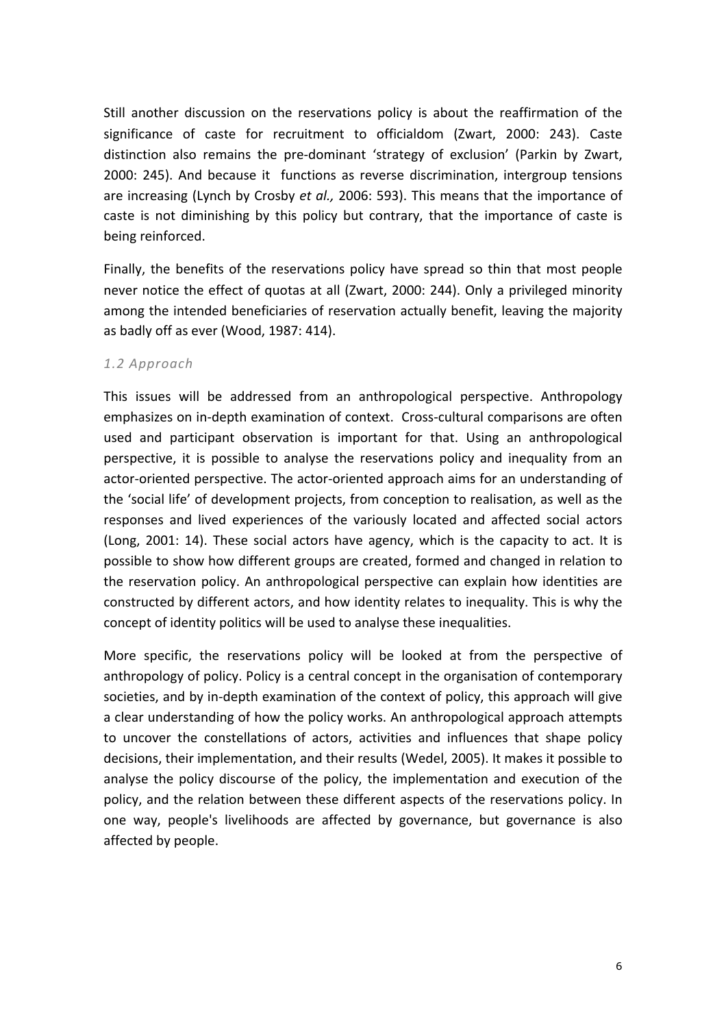Still another discussion on the reservations policy is about the reaffirmation of the significance of caste for recruitment to officialdom (Zwart, 2000: 243). Caste distinction also remains the pre-dominant 'strategy of exclusion' (Parkin by Zwart, 2000: 245). And because it functions as reverse discrimination, intergroup tensions are increasing (Lynch by Crosby *et al.,* 2006: 593). This means that the importance of caste is not diminishing by this policy but contrary, that the importance of caste is being reinforced.

Finally, the benefits of the reservations policy have spread so thin that most people never notice the effect of quotas at all (Zwart, 2000: 244). Only a privileged minority among the intended beneficiaries of reservation actually benefit, leaving the majority as badly off as ever (Wood, 1987: 414).

### *1.2 Approach*

This issues will be addressed from an anthropological perspective. Anthropology emphasizes on in-depth examination of context. Cross-cultural comparisons are often used and participant observation is important for that. Using an anthropological perspective, it is possible to analyse the reservations policy and inequality from an actor-oriented perspective. The actor-oriented approach aims for an understanding of the 'social life' of development projects, from conception to realisation, as well as the responses and lived experiences of the variously located and affected social actors (Long, 2001: 14). These social actors have agency, which is the capacity to act. It is possible to show how different groups are created, formed and changed in relation to the reservation policy. An anthropological perspective can explain how identities are constructed by different actors, and how identity relates to inequality. This is why the concept of identity politics will be used to analyse these inequalities.

More specific, the reservations policy will be looked at from the perspective of anthropology of policy. Policy is a central concept in the organisation of contemporary societies, and by in-depth examination of the context of policy, this approach will give a clear understanding of how the policy works. An anthropological approach attempts to uncover the constellations of actors, activities and influences that shape policy decisions, their implementation, and their results (Wedel, 2005). It makes it possible to analyse the policy discourse of the policy, the implementation and execution of the policy, and the relation between these different aspects of the reservations policy. In one way, people's livelihoods are affected by governance, but governance is also affected by people.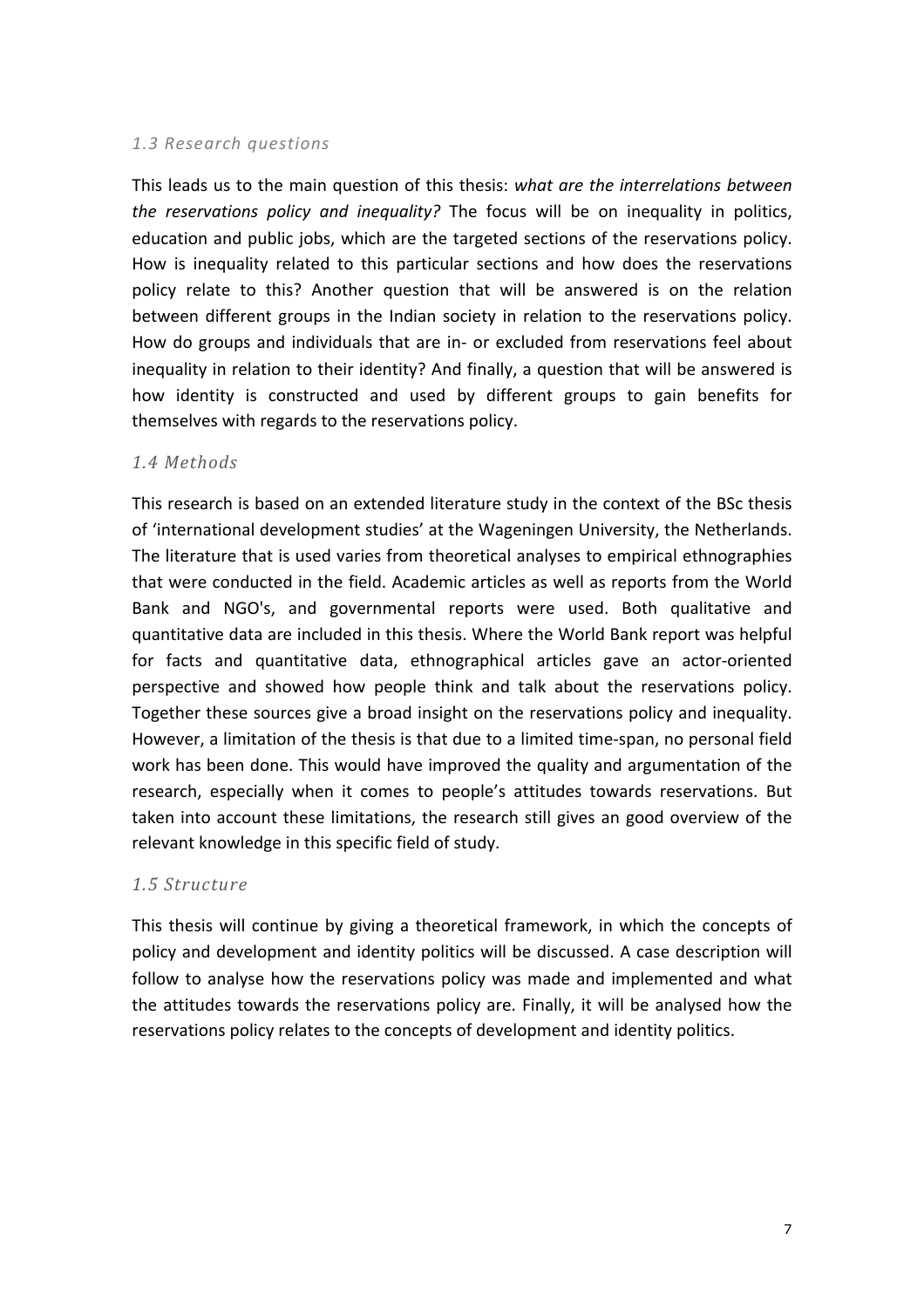### *1.3 Research questions*

This leads us to the main question of this thesis: *what are the interrelations between the reservations policy and inequality?* The focus will be on inequality in politics, education and public jobs, which are the targeted sections of the reservations policy. How is inequality related to this particular sections and how does the reservations policy relate to this? Another question that will be answered is on the relation between different groups in the Indian society in relation to the reservations policy. How do groups and individuals that are in- or excluded from reservations feel about inequality in relation to their identity? And finally, a question that will be answered is how identity is constructed and used by different groups to gain benefits for themselves with regards to the reservations policy.

### *1.4 Methods*

This research is based on an extended literature study in the context of the BSc thesis of 'international development studies' at the Wageningen University, the Netherlands. The literature that is used varies from theoretical analyses to empirical ethnographies that were conducted in the field. Academic articles as well as reports from the World Bank and NGO's, and governmental reports were used. Both qualitative and quantitative data are included in this thesis. Where the World Bank report was helpful for facts and quantitative data, ethnographical articles gave an actor-oriented perspective and showed how people think and talk about the reservations policy. Together these sources give a broad insight on the reservations policy and inequality. However, a limitation of the thesis is that due to a limited time-span, no personal field work has been done. This would have improved the quality and argumentation of the research, especially when it comes to people's attitudes towards reservations. But taken into account these limitations, the research still gives an good overview of the relevant knowledge in this specific field of study.

### *1.5 Structure*

This thesis will continue by giving a theoretical framework, in which the concepts of policy and development and identity politics will be discussed. A case description will follow to analyse how the reservations policy was made and implemented and what the attitudes towards the reservations policy are. Finally, it will be analysed how the reservations policy relates to the concepts of development and identity politics.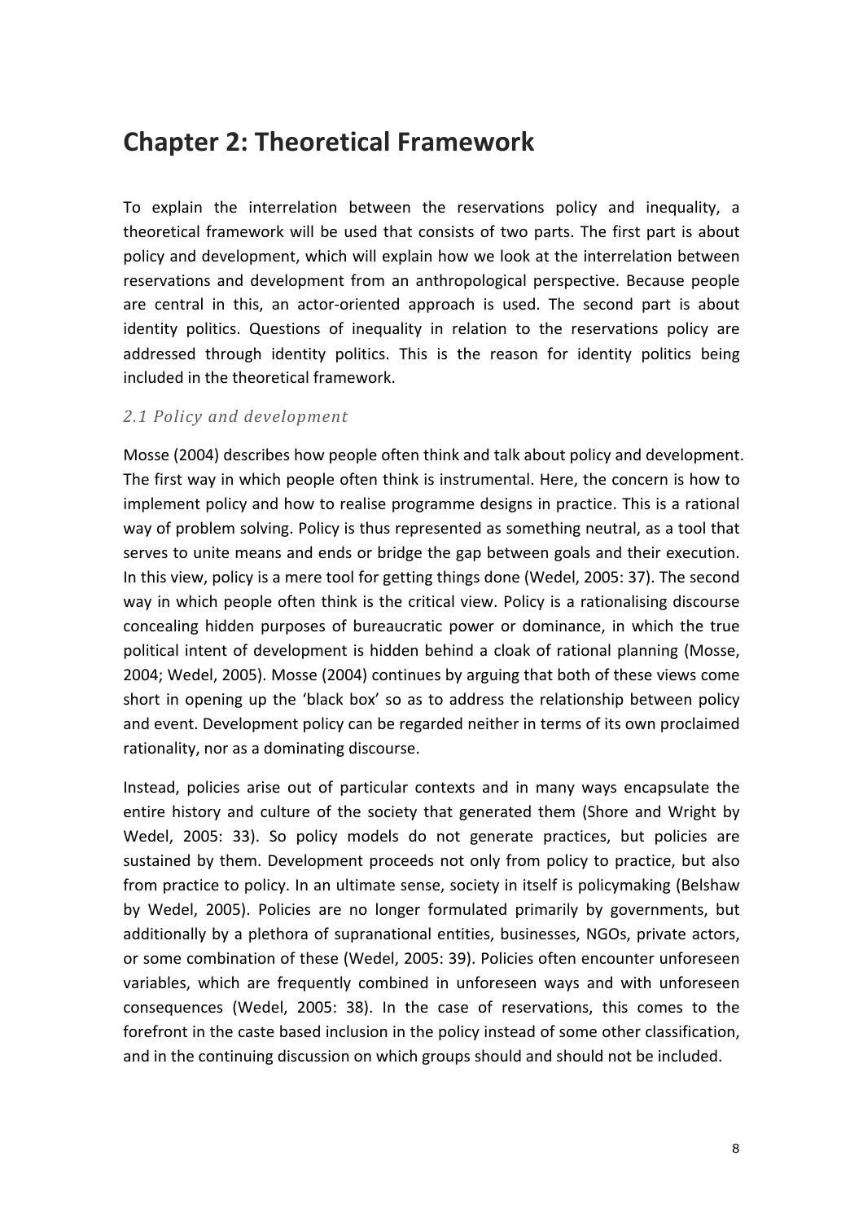# Chapter 2: Theoretical Framework

To explain the interrelation between the reservations policy and inequality, a theoretical framework will be used that consists of two parts. The first part is about policy and development, which will explain how we look at the interrelation between reservations and development from an anthropological perspective. Because people are central in this, an actor-oriented approach is used. The second part is about identity politics. Questions of inequality in relation to the reservations policy are addressed through identity politics. This is the reason for identity politics being included in the theoretical framework.

## *2.1 Policy and development*

Mosse (2004) describes how people often think and talk about policy and development. The first way in which people often think is instrumental. Here, the concern is how to implement policy and how to realise programme designs in practice. This is a rational way of problem solving. Policy is thus represented as something neutral, as a tool that serves to unite means and ends or bridge the gap between goals and their execution. In this view, policy is a mere tool for getting things done (Wedel, 2005: 37). The second way in which people often think is the critical view. Policy is a rationalising discourse concealing hidden purposes of bureaucratic power or dominance, in which the true political intent of development is hidden behind a cloak of rational planning (Mosse, 2004; Wedel, 2005). Mosse (2004) continues by arguing that both of these views come short in opening up the 'black box' so as to address the relationship between policy and event. Development policy can be regarded neither in terms of its own proclaimed rationality, nor as a dominating discourse.

Instead, policies arise out of particular contexts and in many ways encapsulate the entire history and culture of the society that generated them (Shore and Wright by Wedel, 2005: 33). So policy models do not generate practices, but policies are sustained by them. Development proceeds not only from policy to practice, but also from practice to policy. In an ultimate sense, society in itself is policymaking (Belshaw by Wedel, 2005). Policies are no longer formulated primarily by governments, but additionally by a plethora of supranational entities, businesses, NGOs, private actors, or some combination of these (Wedel, 2005: 39). Policies often encounter unforeseen variables, which are frequently combined in unforeseen ways and with unforeseen consequences (Wedel, 2005: 38). In the case of reservations, this comes to the forefront in the caste based inclusion in the policy instead of some other classification, and in the continuing discussion on which groups should and should not be included.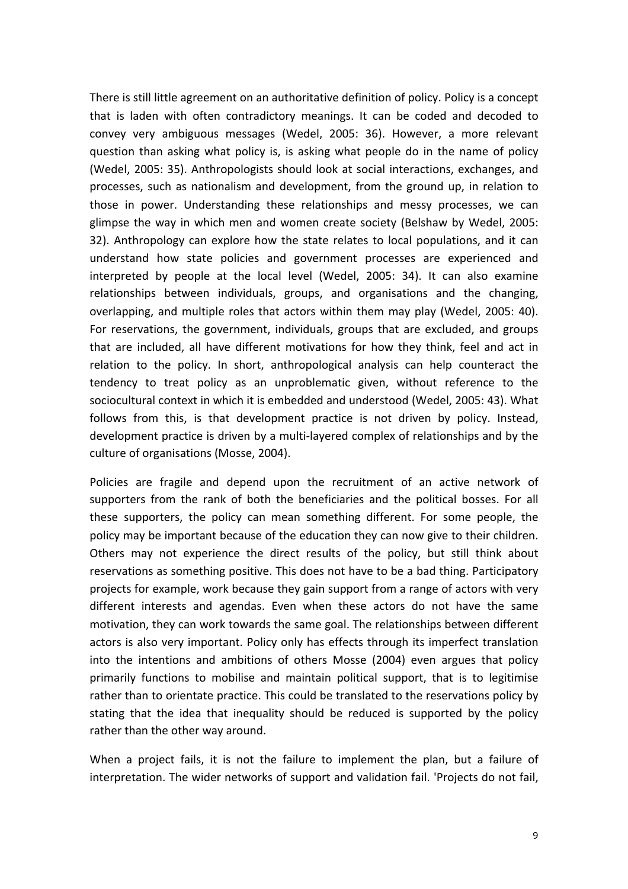There is still little agreement on an authoritative definition of policy. Policy is a concept that is laden with often contradictory meanings. It can be coded and decoded to convey very ambiguous messages (Wedel, 2005: 36). However, a more relevant question than asking what policy is, is asking what people do in the name of policy (Wedel, 2005: 35). Anthropologists should look at social interactions, exchanges, and processes, such as nationalism and development, from the ground up, in relation to those in power. Understanding these relationships and messy processes, we can glimpse the way in which men and women create society (Belshaw by Wedel, 2005: 32). Anthropology can explore how the state relates to local populations, and it can understand how state policies and government processes are experienced and interpreted by people at the local level (Wedel, 2005: 34). It can also examine relationships between individuals, groups, and organisations and the changing, overlapping, and multiple roles that actors within them may play (Wedel, 2005: 40). For reservations, the government, individuals, groups that are excluded, and groups that are included, all have different motivations for how they think, feel and act in relation to the policy. In short, anthropological analysis can help counteract the tendency to treat policy as an unproblematic given, without reference to the sociocultural context in which it is embedded and understood (Wedel, 2005: 43). What follows from this, is that development practice is not driven by policy. Instead, development practice is driven by a multi-layered complex of relationships and by the culture of organisations (Mosse, 2004).

Policies are fragile and depend upon the recruitment of an active network of supporters from the rank of both the beneficiaries and the political bosses. For all these supporters, the policy can mean something different. For some people, the policy may be important because of the education they can now give to their children. Others may not experience the direct results of the policy, but still think about reservations as something positive. This does not have to be a bad thing. Participatory projects for example, work because they gain support from a range of actors with very different interests and agendas. Even when these actors do not have the same motivation, they can work towards the same goal. The relationships between different actors is also very important. Policy only has effects through its imperfect translation into the intentions and ambitions of others Mosse (2004) even argues that policy primarily functions to mobilise and maintain political support, that is to legitimise rather than to orientate practice. This could be translated to the reservations policy by stating that the idea that inequality should be reduced is supported by the policy rather than the other way around.

When a project fails, it is not the failure to implement the plan, but a failure of interpretation. The wider networks of support and validation fail. 'Projects do not fail,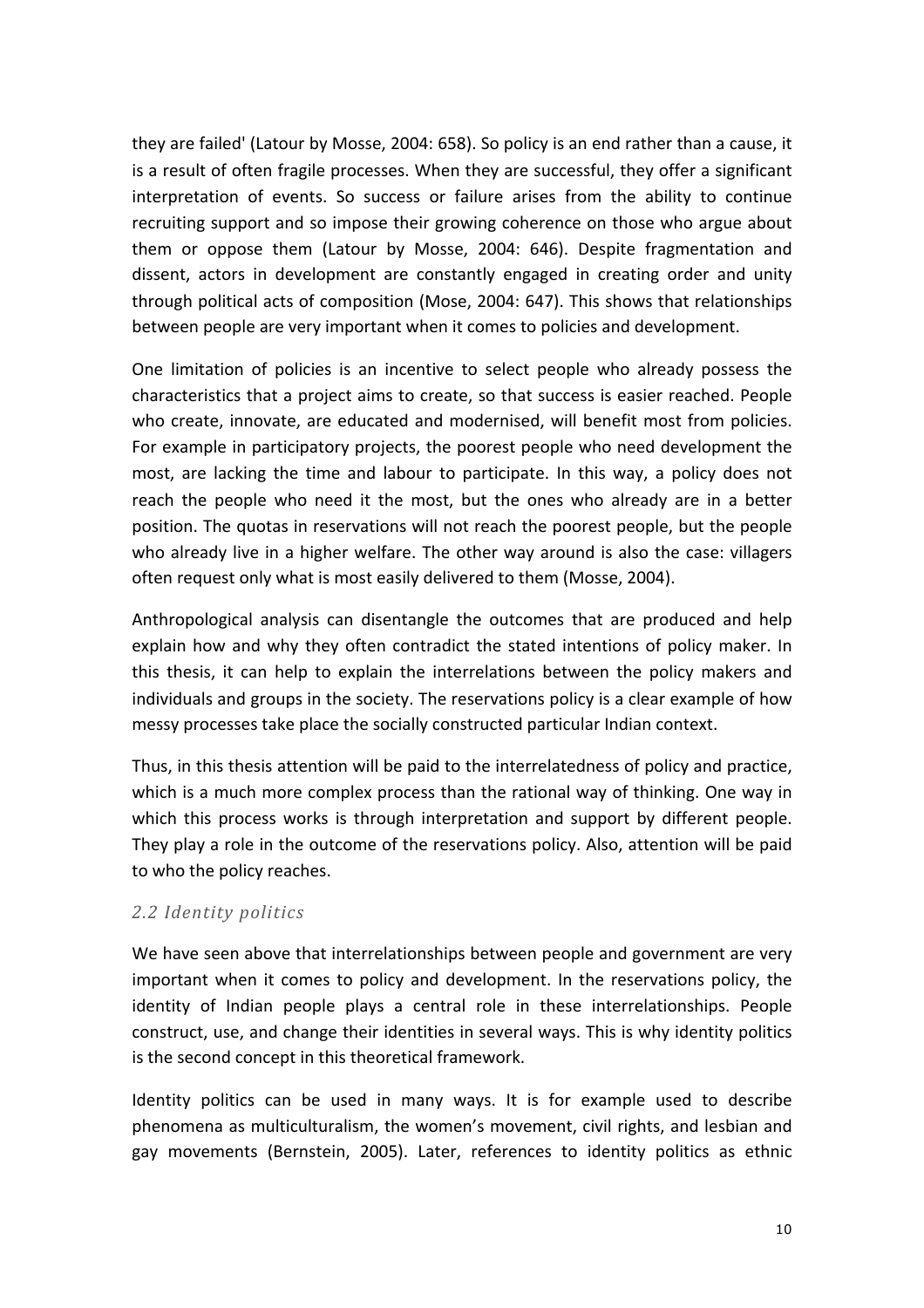they are failed' (Latour by Mosse, 2004: 658). So policy is an end rather than a cause, it is a result of often fragile processes. When they are successful, they offer a significant interpretation of events. So success or failure arises from the ability to continue recruiting support and so impose their growing coherence on those who argue about them or oppose them (Latour by Mosse, 2004: 646). Despite fragmentation and dissent, actors in development are constantly engaged in creating order and unity through political acts of composition (Mose, 2004: 647). This shows that relationships between people are very important when it comes to policies and development.

One limitation of policies is an incentive to select people who already possess the characteristics that a project aims to create, so that success is easier reached. People who create, innovate, are educated and modernised, will benefit most from policies. For example in participatory projects, the poorest people who need development the most, are lacking the time and labour to participate. In this way, a policy does not reach the people who need it the most, but the ones who already are in a better position. The quotas in reservations will not reach the poorest people, but the people who already live in a higher welfare. The other way around is also the case: villagers often request only what is most easily delivered to them (Mosse, 2004).

Anthropological analysis can disentangle the outcomes that are produced and help explain how and why they often contradict the stated intentions of policy maker. In this thesis, it can help to explain the interrelations between the policy makers and individuals and groups in the society. The reservations policy is a clear example of how messy processes take place the socially constructed particular Indian context.

Thus, in this thesis attention will be paid to the interrelatedness of policy and practice, which is a much more complex process than the rational way of thinking. One way in which this process works is through interpretation and support by different people. They play a role in the outcome of the reservations policy. Also, attention will be paid to who the policy reaches.

### *2.2 Identity politics*

We have seen above that interrelationships between people and government are very important when it comes to policy and development. In the reservations policy, the identity of Indian people plays a central role in these interrelationships. People construct, use, and change their identities in several ways. This is why identity politics is the second concept in this theoretical framework.

Identity politics can be used in many ways. It is for example used to describe phenomena as multiculturalism, the women's movement, civil rights, and lesbian and gay movements (Bernstein, 2005). Later, references to identity politics as ethnic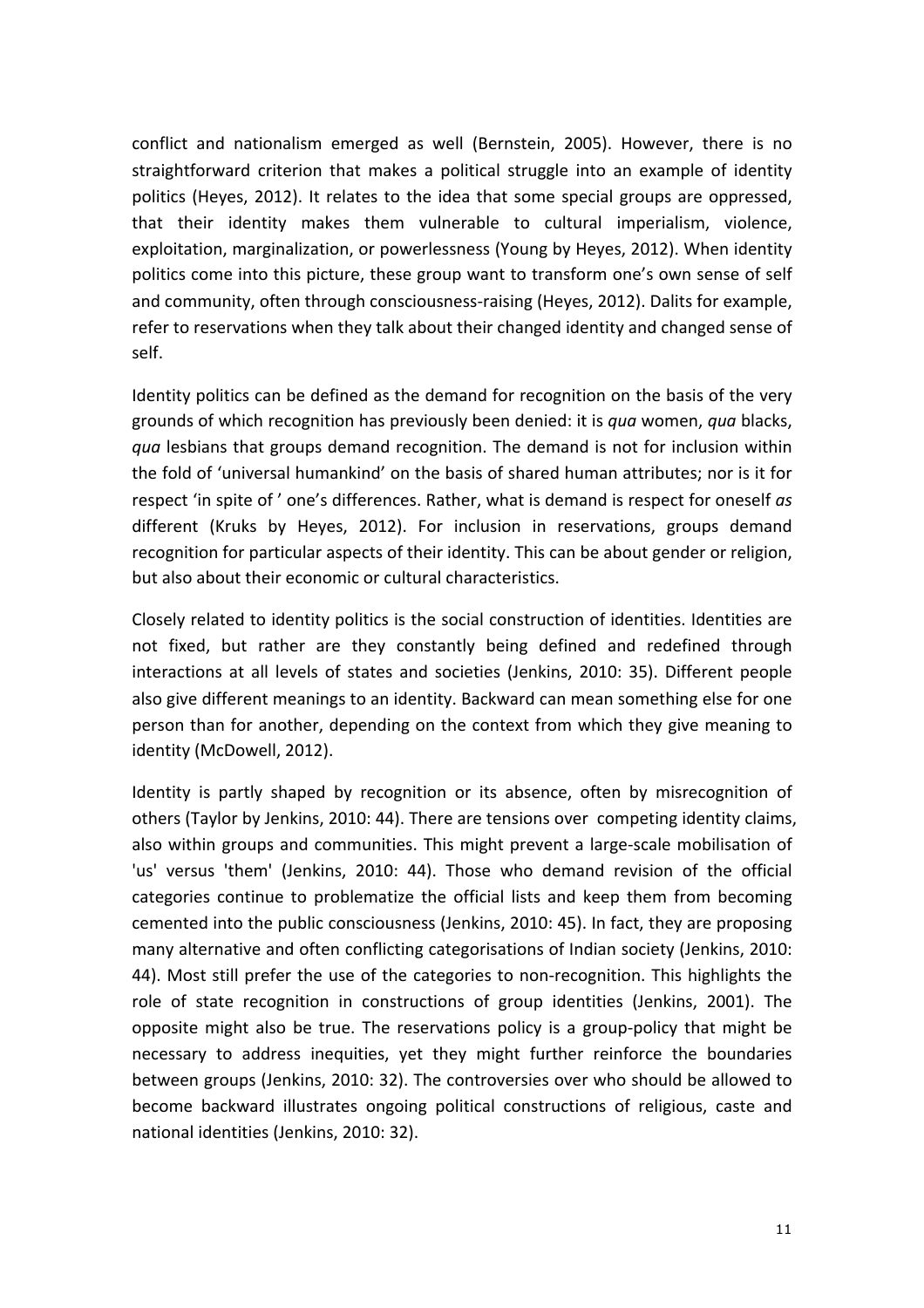conflict and nationalism emerged as well (Bernstein, 2005). However, there is no straightforward criterion that makes a political struggle into an example of identity politics (Heyes, 2012). It relates to the idea that some special groups are oppressed, that their identity makes them vulnerable to cultural imperialism, violence, exploitation, marginalization, or powerlessness (Young by Heyes, 2012). When identity politics come into this picture, these group want to transform one's own sense of self and community, often through consciousness-raising (Heyes, 2012). Dalits for example, refer to reservations when they talk about their changed identity and changed sense of self.

Identity politics can be defined as the demand for recognition on the basis of the very grounds of which recognition has previously been denied: it is *qua* women, *qua* blacks, *qua* lesbians that groups demand recognition. The demand is not for inclusion within the fold of 'universal humankind' on the basis of shared human attributes; nor is it for respect 'in spite of ' one's differences. Rather, what is demand is respect for oneself *as* different (Kruks by Heyes, 2012). For inclusion in reservations, groups demand recognition for particular aspects of their identity. This can be about gender or religion, but also about their economic or cultural characteristics.

Closely related to identity politics is the social construction of identities. Identities are not fixed, but rather are they constantly being defined and redefined through interactions at all levels of states and societies (Jenkins, 2010: 35). Different people also give different meanings to an identity. Backward can mean something else for one person than for another, depending on the context from which they give meaning to identity (McDowell, 2012).

Identity is partly shaped by recognition or its absence, often by misrecognition of others (Taylor by Jenkins, 2010: 44). There are tensions over competing identity claims, also within groups and communities. This might prevent a large-scale mobilisation of 'us' versus 'them' (Jenkins, 2010: 44). Those who demand revision of the official categories continue to problematize the official lists and keep them from becoming cemented into the public consciousness (Jenkins, 2010: 45). In fact, they are proposing many alternative and often conflicting categorisations of Indian society (Jenkins, 2010: 44). Most still prefer the use of the categories to non-recognition. This highlights the role of state recognition in constructions of group identities (Jenkins, 2001). The opposite might also be true. The reservations policy is a group-policy that might be necessary to address inequities, yet they might further reinforce the boundaries between groups (Jenkins, 2010: 32). The controversies over who should be allowed to become backward illustrates ongoing political constructions of religious, caste and national identities (Jenkins, 2010: 32).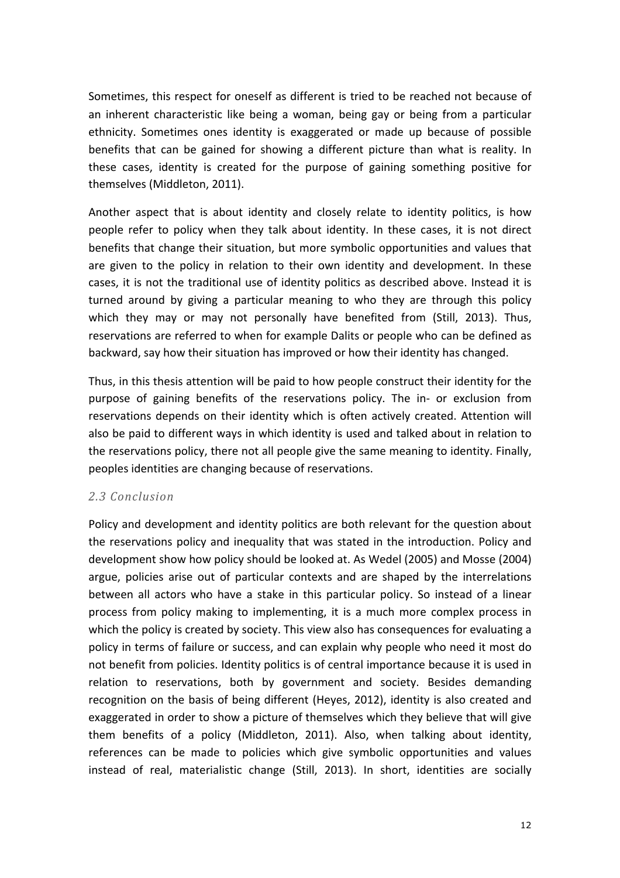Sometimes, this respect for oneself as different is tried to be reached not because of an inherent characteristic like being a woman, being gay or being from a particular ethnicity. Sometimes ones identity is exaggerated or made up because of possible benefits that can be gained for showing a different picture than what is reality. In these cases, identity is created for the purpose of gaining something positive for themselves (Middleton, 2011).

Another aspect that is about identity and closely relate to identity politics, is how people refer to policy when they talk about identity. In these cases, it is not direct benefits that change their situation, but more symbolic opportunities and values that are given to the policy in relation to their own identity and development. In these cases, it is not the traditional use of identity politics as described above. Instead it is turned around by giving a particular meaning to who they are through this policy which they may or may not personally have benefited from (Still, 2013). Thus, reservations are referred to when for example Dalits or people who can be defined as backward, say how their situation has improved or how their identity has changed.

Thus, in this thesis attention will be paid to how people construct their identity for the purpose of gaining benefits of the reservations policy. The in- or exclusion from reservations depends on their identity which is often actively created. Attention will also be paid to different ways in which identity is used and talked about in relation to the reservations policy, there not all people give the same meaning to identity. Finally, peoples identities are changing because of reservations.

### *2.3 Conclusion*

Policy and development and identity politics are both relevant for the question about the reservations policy and inequality that was stated in the introduction. Policy and development show how policy should be looked at. As Wedel (2005) and Mosse (2004) argue, policies arise out of particular contexts and are shaped by the interrelations between all actors who have a stake in this particular policy. So instead of a linear process from policy making to implementing, it is a much more complex process in which the policy is created by society. This view also has consequences for evaluating a policy in terms of failure or success, and can explain why people who need it most do not benefit from policies. Identity politics is of central importance because it is used in relation to reservations, both by government and society. Besides demanding recognition on the basis of being different (Heyes, 2012), identity is also created and exaggerated in order to show a picture of themselves which they believe that will give them benefits of a policy (Middleton, 2011). Also, when talking about identity, references can be made to policies which give symbolic opportunities and values instead of real, materialistic change (Still, 2013). In short, identities are socially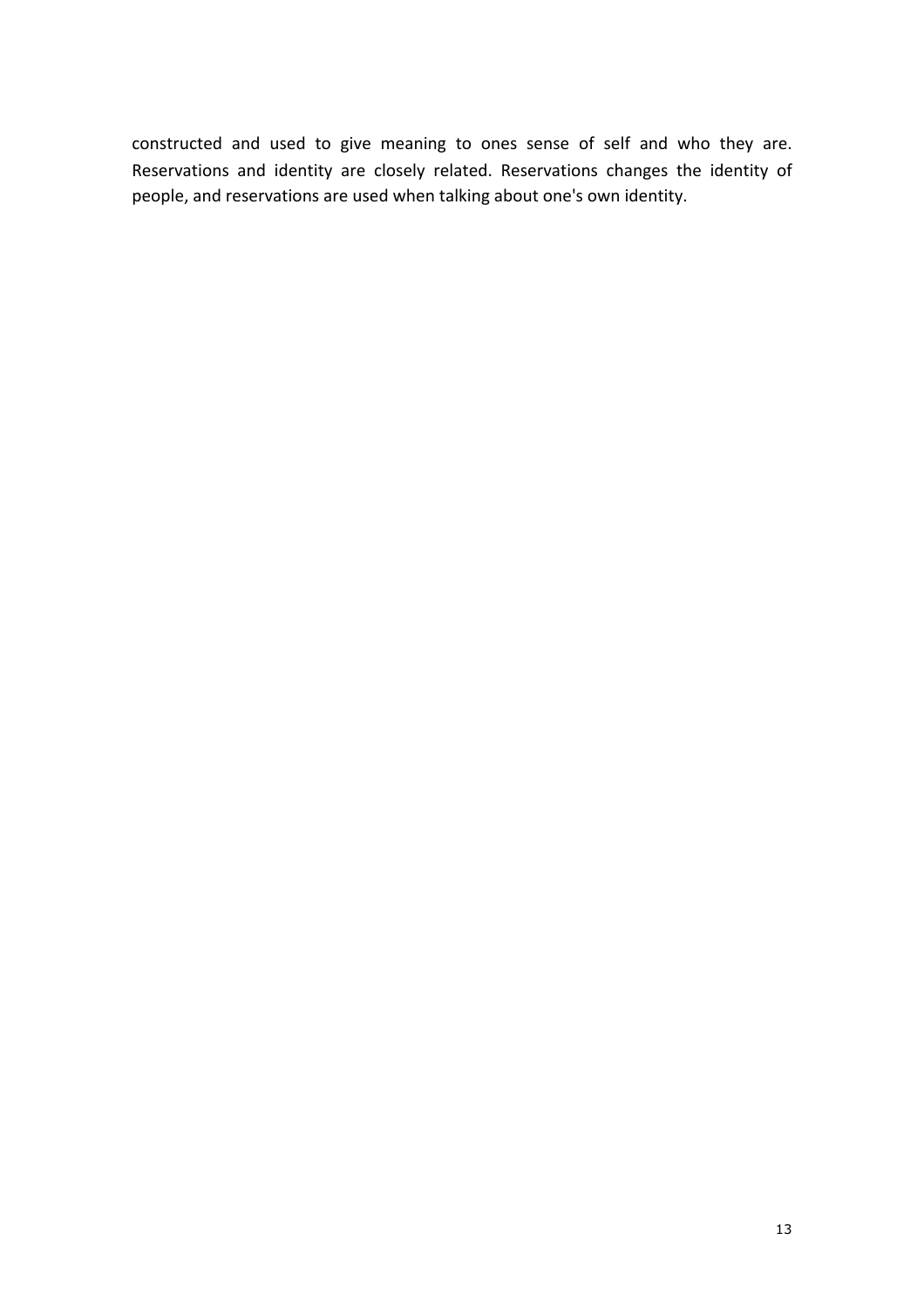constructed and used to give meaning to ones sense of self and who they are. Reservations and identity are closely related. Reservations changes the identity of people, and reservations are used when talking about one's own identity.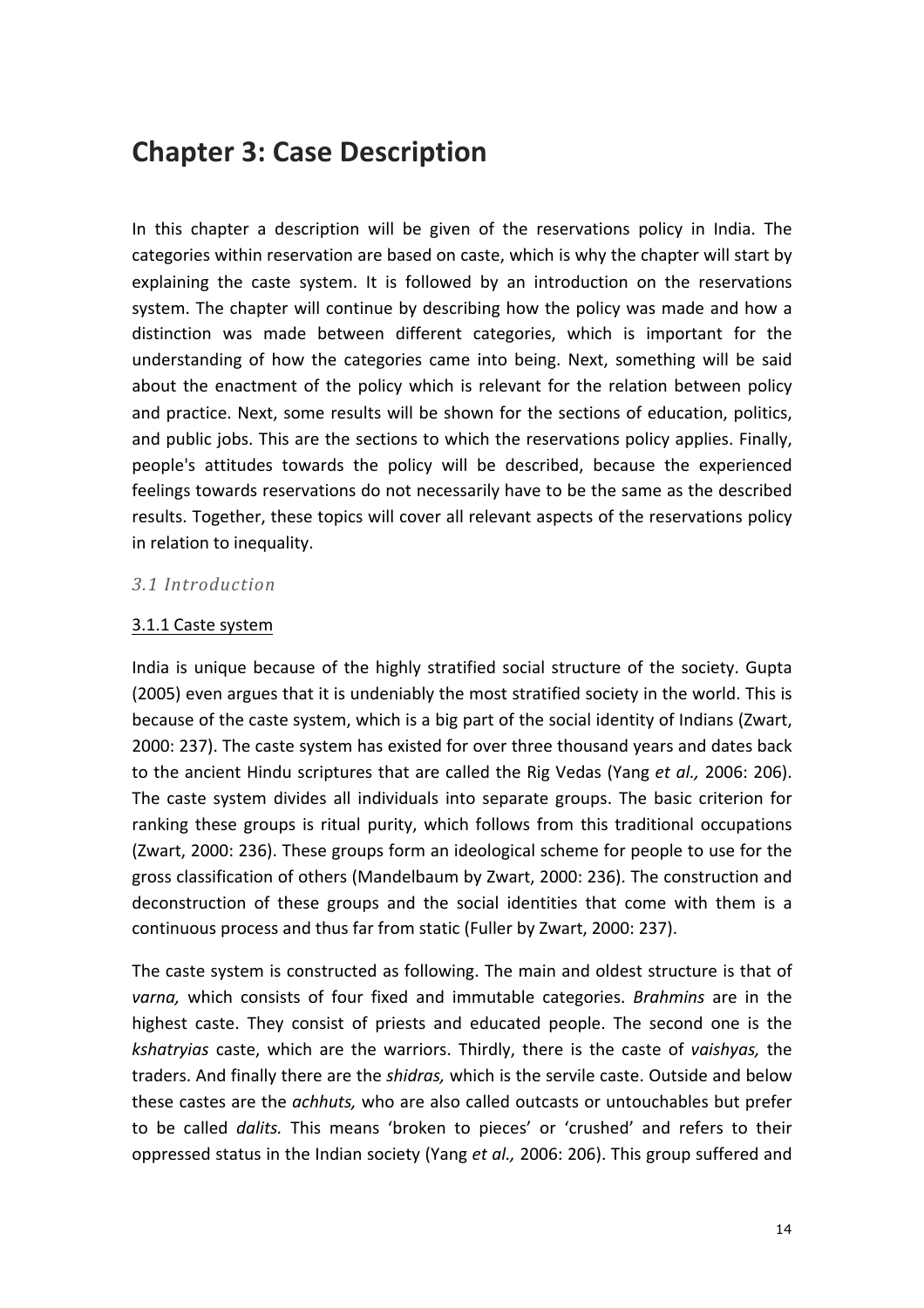# Chapter 3: Case Description

In this chapter a description will be given of the reservations policy in India. The categories within reservation are based on caste, which is why the chapter will start by explaining the caste system. It is followed by an introduction on the reservations system. The chapter will continue by describing how the policy was made and how a distinction was made between different categories, which is important for the understanding of how the categories came into being. Next, something will be said about the enactment of the policy which is relevant for the relation between policy and practice. Next, some results will be shown for the sections of education, politics, and public jobs. This are the sections to which the reservations policy applies. Finally, people's attitudes towards the policy will be described, because the experienced feelings towards reservations do not necessarily have to be the same as the described results. Together, these topics will cover all relevant aspects of the reservations policy in relation to inequality.

### *3.1 Introduction*

#### 3.1.1 Caste system

India is unique because of the highly stratified social structure of the society. Gupta (2005) even argues that it is undeniably the most stratified society in the world. This is because of the caste system, which is a big part of the social identity of Indians (Zwart, 2000: 237). The caste system has existed for over three thousand years and dates back to the ancient Hindu scriptures that are called the Rig Vedas (Yang *et al.,* 2006: 206). The caste system divides all individuals into separate groups. The basic criterion for ranking these groups is ritual purity, which follows from this traditional occupations (Zwart, 2000: 236). These groups form an ideological scheme for people to use for the gross classification of others (Mandelbaum by Zwart, 2000: 236). The construction and deconstruction of these groups and the social identities that come with them is a continuous process and thus far from static (Fuller by Zwart, 2000: 237).

The caste system is constructed as following. The main and oldest structure is that of *varna,* which consists of four fixed and immutable categories. *Brahmins* are in the highest caste. They consist of priests and educated people. The second one is the *kshatryias* caste, which are the warriors. Thirdly, there is the caste of *vaishyas,* the traders. And finally there are the *shidras,* which is the servile caste. Outside and below these castes are the *achhuts,* who are also called outcasts or untouchables but prefer to be called *dalits.* This means 'broken to pieces' or 'crushed' and refers to their oppressed status in the Indian society (Yang *et al.,* 2006: 206). This group suffered and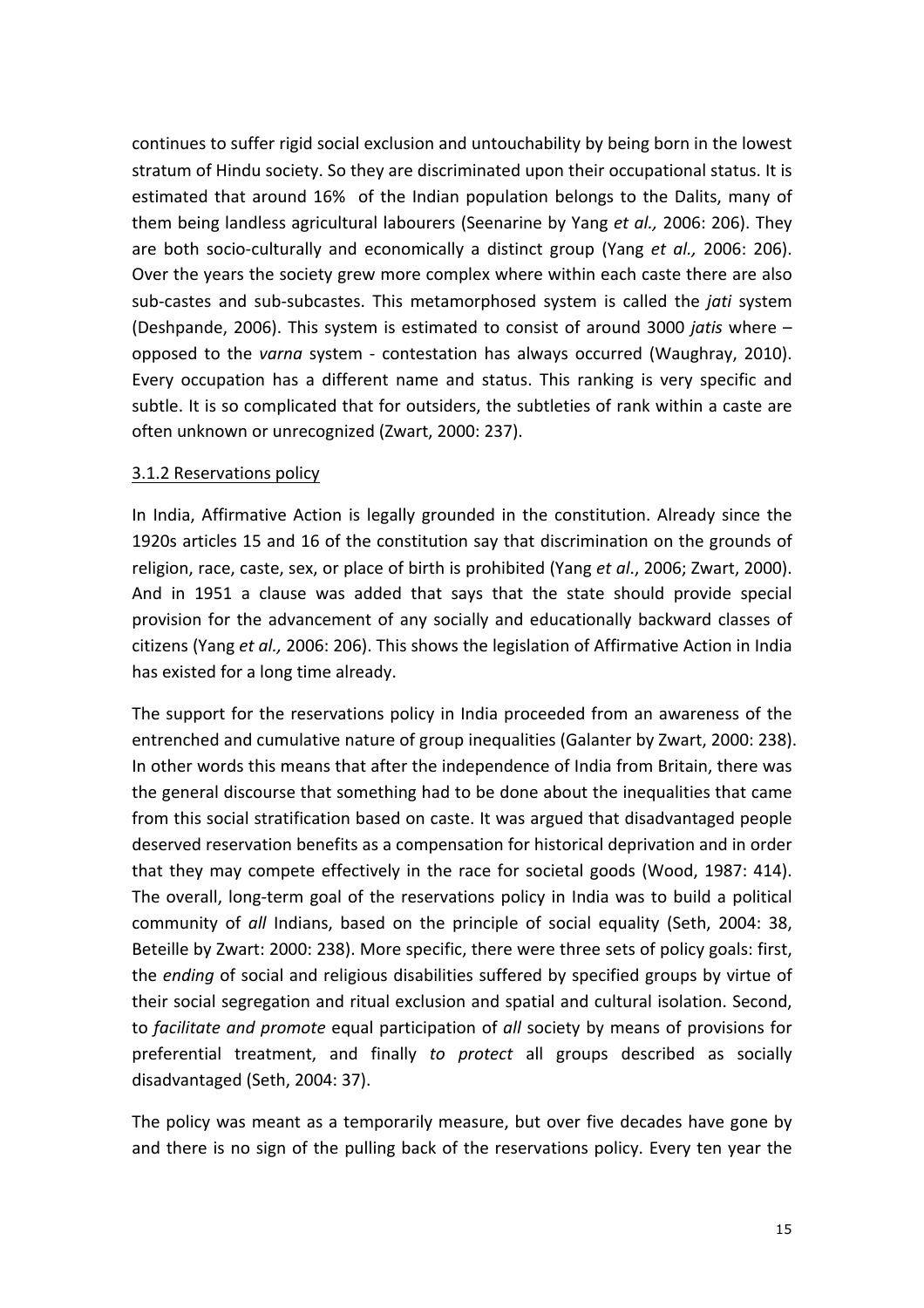continues to suffer rigid social exclusion and untouchability by being born in the lowest stratum of Hindu society. So they are discriminated upon their occupational status. It is estimated that around 16% of the Indian population belongs to the Dalits, many of them being landless agricultural labourers (Seenarine by Yang *et al.,* 2006: 206). They are both socio-culturally and economically a distinct group (Yang *et al.,* 2006: 206). Over the years the society grew more complex where within each caste there are also sub-castes and sub-subcastes. This metamorphosed system is called the *jati* system (Deshpande, 2006). This system is estimated to consist of around 3000 *jatis* where – opposed to the *varna* system - contestation has always occurred (Waughray, 2010). Every occupation has a different name and status. This ranking is very specific and subtle. It is so complicated that for outsiders, the subtleties of rank within a caste are often unknown or unrecognized (Zwart, 2000: 237).

<u>3.1.2 Reservations policy</u>

In India, Affirmative Action is legally grounded in the constitution. Already since the 1920s articles 15 and 16 of the constitution say that discrimination on the grounds of religion, race, caste, sex, or place of birth is prohibited (Yang *et al*., 2006; Zwart, 2000). And in 1951 a clause was added that says that the state should provide special provision for the advancement of any socially and educationally backward classes of citizens (Yang *et al.,* 2006: 206). This shows the legislation of Affirmative Action in India has existed for a long time already.

The support for the reservations policy in India proceeded from an awareness of the entrenched and cumulative nature of group inequalities (Galanter by Zwart, 2000: 238). In other words this means that after the independence of India from Britain, there was the general discourse that something had to be done about the inequalities that came from this social stratification based on caste. It was argued that disadvantaged people deserved reservation benefits as a compensation for historical deprivation and in order that they may compete effectively in the race for societal goods (Wood, 1987: 414). The overall, long-term goal of the reservations policy in India was to build a political community of *all* Indians, based on the principle of social equality (Seth, 2004: 38, Beteille by Zwart: 2000: 238). More specific, there were three sets of policy goals: first, the *ending* of social and religious disabilities suffered by specified groups by virtue of their social segregation and ritual exclusion and spatial and cultural isolation. Second, to *facilitate and promote* equal participation of *all* society by means of provisions for preferential treatment, and finally *to protect* all groups described as socially disadvantaged (Seth, 2004: 37).

The policy was meant as a temporarily measure, but over five decades have gone by and there is no sign of the pulling back of the reservations policy. Every ten year the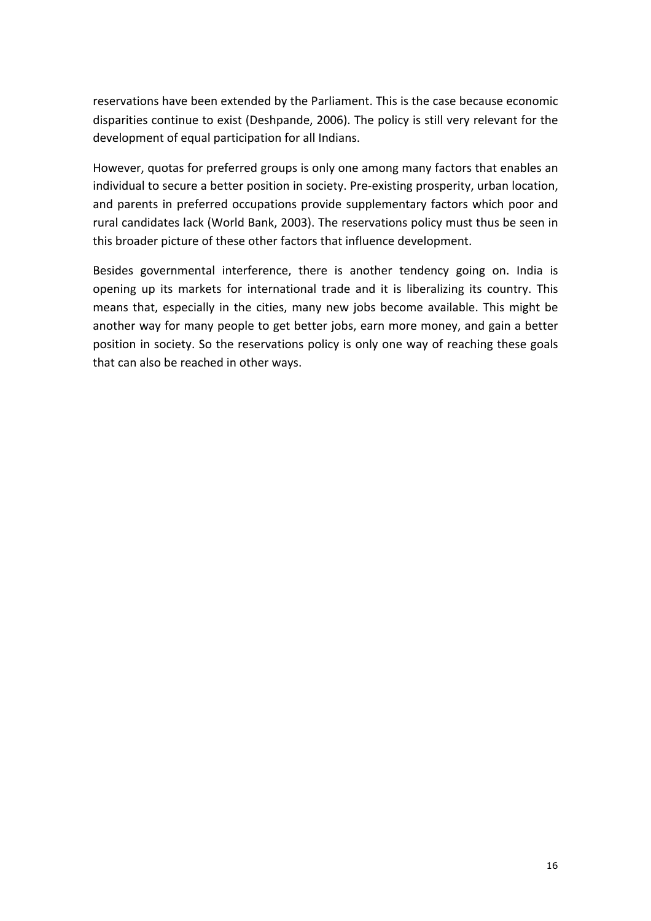reservations have been extended by the Parliament. This is the case because economic disparities continue to exist (Deshpande, 2006). The policy is still very relevant for the development of equal participation for all Indians.

However, quotas for preferred groups is only one among many factors that enables an individual to secure a better position in society. Pre-existing prosperity, urban location, and parents in preferred occupations provide supplementary factors which poor and rural candidates lack (World Bank, 2003). The reservations policy must thus be seen in this broader picture of these other factors that influence development.

Besides governmental interference, there is another tendency going on. India is opening up its markets for international trade and it is liberalizing its country. This means that, especially in the cities, many new jobs become available. This might be another way for many people to get better jobs, earn more money, and gain a better position in society. So the reservations policy is only one way of reaching these goals that can also be reached in other ways.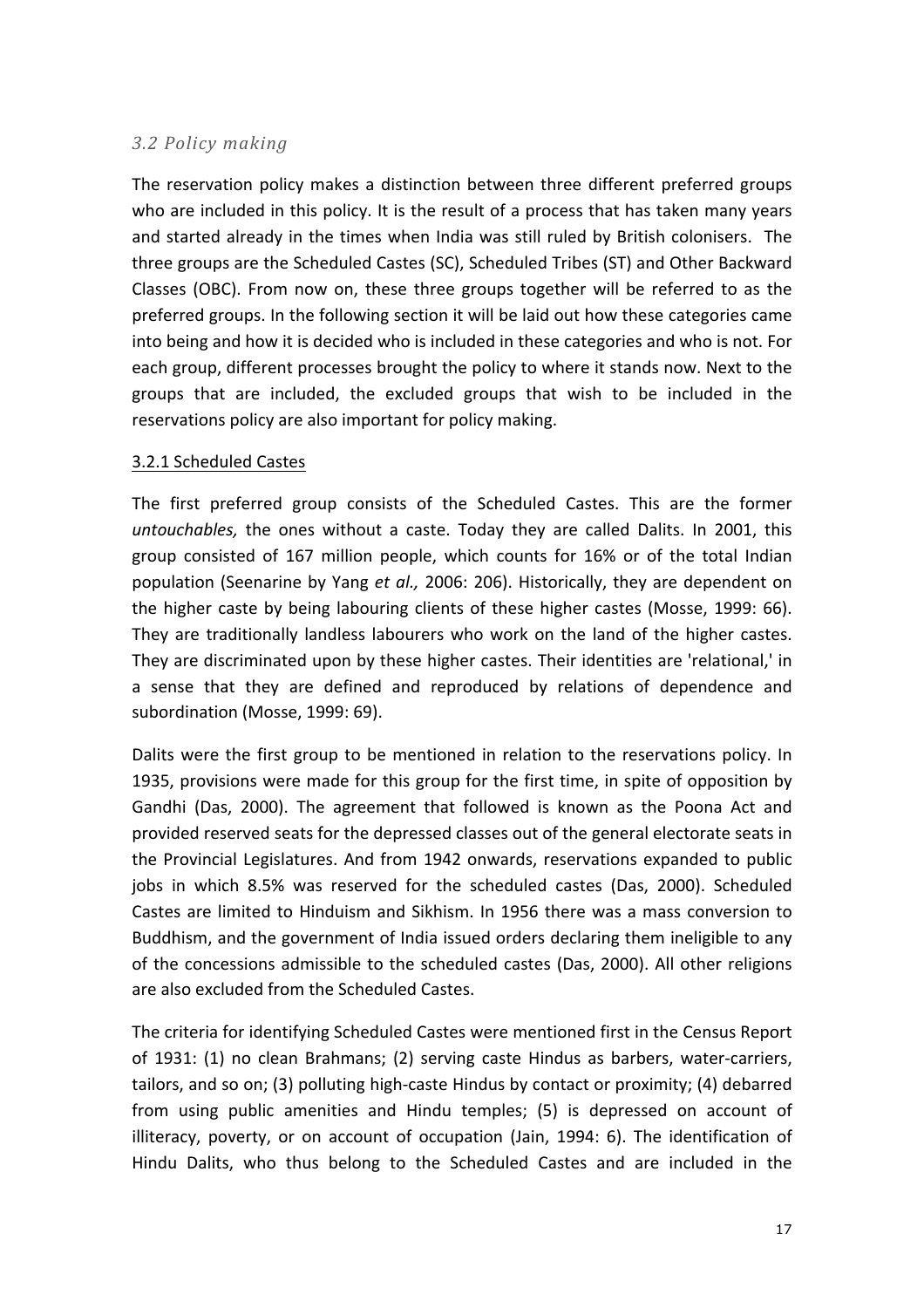### *3.2 Policy making*

The reservation policy makes a distinction between three different preferred groups who are included in this policy. It is the result of a process that has taken many years and started already in the times when India was still ruled by British colonisers. The three groups are the Scheduled Castes (SC), Scheduled Tribes (ST) and Other Backward Classes (OBC). From now on, these three groups together will be referred to as the preferred groups. In the following section it will be laid out how these categories came into being and how it is decided who is included in these categories and who is not. For each group, different processes brought the policy to where it stands now. Next to the groups that are included, the excluded groups that wish to be included in the reservations policy are also important for policy making.

#### 3.2.1 Scheduled Castes

The first preferred group consists of the Scheduled Castes. This are the former *untouchables,* the ones without a caste. Today they are called Dalits. In 2001, this group consisted of 167 million people, which counts for 16% or of the total Indian population (Seenarine by Yang *et al.,* 2006: 206). Historically, they are dependent on the higher caste by being labouring clients of these higher castes (Mosse, 1999: 66). They are traditionally landless labourers who work on the land of the higher castes. They are discriminated upon by these higher castes. Their identities are 'relational,' in a sense that they are defined and reproduced by relations of dependence and subordination (Mosse, 1999: 69).

Dalits were the first group to be mentioned in relation to the reservations policy. In 1935, provisions were made for this group for the first time, in spite of opposition by Gandhi (Das, 2000). The agreement that followed is known as the Poona Act and provided reserved seats for the depressed classes out of the general electorate seats in the Provincial Legislatures. And from 1942 onwards, reservations expanded to public jobs in which 8.5% was reserved for the scheduled castes (Das, 2000). Scheduled Castes are limited to Hinduism and Sikhism. In 1956 there was a mass conversion to Buddhism, and the government of India issued orders declaring them ineligible to any of the concessions admissible to the scheduled castes (Das, 2000). All other religions are also excluded from the Scheduled Castes.

The criteria for identifying Scheduled Castes were mentioned first in the Census Report of 1931: (1) no clean Brahmans; (2) serving caste Hindus as barbers, water-carriers, tailors, and so on; (3) polluting high-caste Hindus by contact or proximity; (4) debarred from using public amenities and Hindu temples; (5) is depressed on account of illiteracy, poverty, or on account of occupation (Jain, 1994: 6). The identification of Hindu Dalits, who thus belong to the Scheduled Castes and are included in the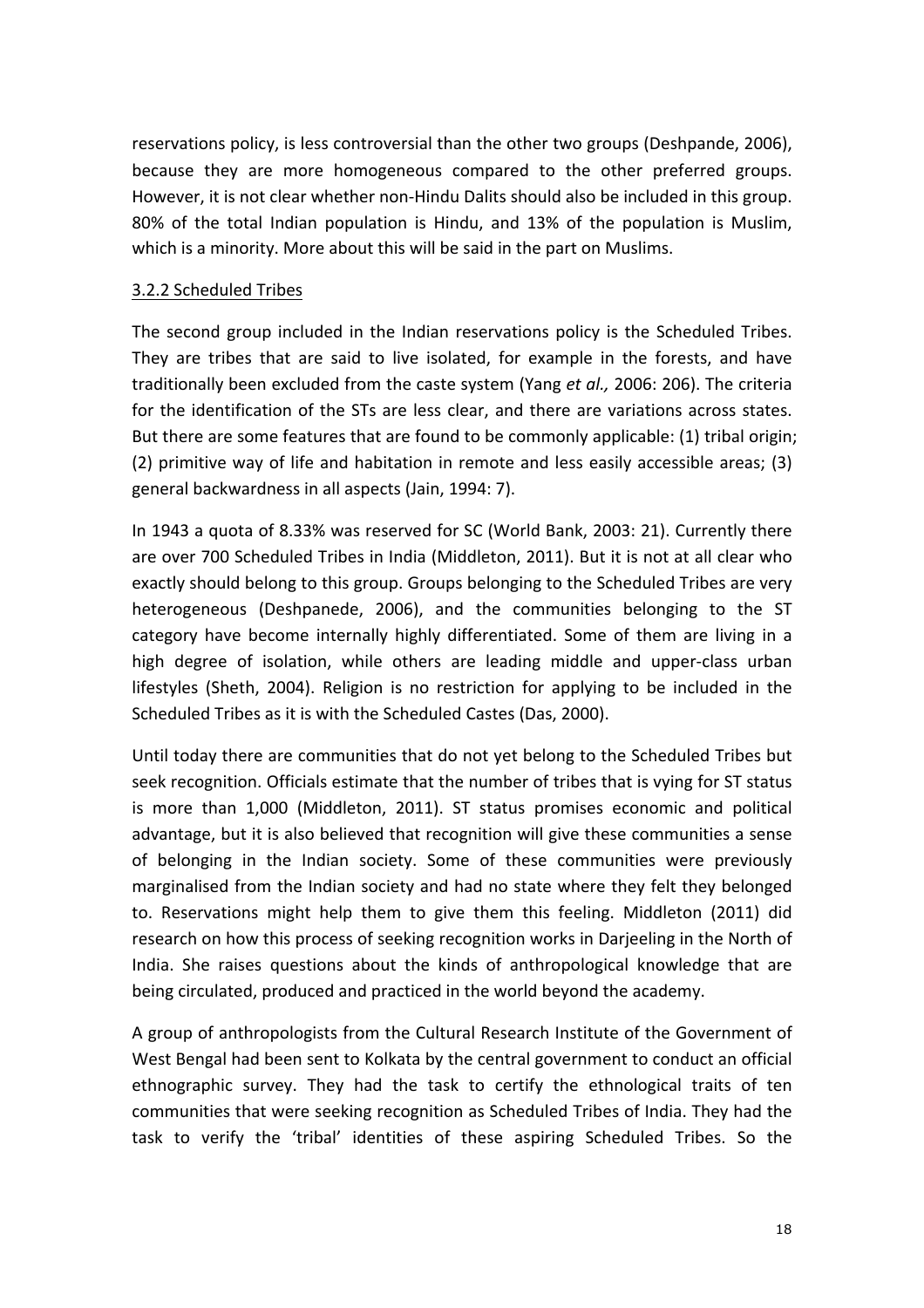reservations policy, is less controversial than the other two groups (Deshpande, 2006), because they are more homogeneous compared to the other preferred groups. However, it is not clear whether non-Hindu Dalits should also be included in this group. 80% of the total Indian population is Hindu, and 13% of the population is Muslim, which is a minority. More about this will be said in the part on Muslims.

### 3.2.2 Scheduled Tribes

The second group included in the Indian reservations policy is the Scheduled Tribes. They are tribes that are said to live isolated, for example in the forests, and have traditionally been excluded from the caste system (Yang *et al.,* 2006: 206). The criteria for the identification of the STs are less clear, and there are variations across states. But there are some features that are found to be commonly applicable: (1) tribal origin; (2) primitive way of life and habitation in remote and less easily accessible areas; (3) general backwardness in all aspects (Jain, 1994: 7).

In 1943 a quota of 8.33% was reserved for SC (World Bank, 2003: 21). Currently there are over 700 Scheduled Tribes in India (Middleton, 2011). But it is not at all clear who exactly should belong to this group. Groups belonging to the Scheduled Tribes are very heterogeneous (Deshpanede, 2006), and the communities belonging to the ST category have become internally highly differentiated. Some of them are living in a high degree of isolation, while others are leading middle and upper-class urban lifestyles (Sheth, 2004). Religion is no restriction for applying to be included in the Scheduled Tribes as it is with the Scheduled Castes (Das, 2000).

Until today there are communities that do not yet belong to the Scheduled Tribes but seek recognition. Officials estimate that the number of tribes that is vying for ST status is more than 1,000 (Middleton, 2011). ST status promises economic and political advantage, but it is also believed that recognition will give these communities a sense of belonging in the Indian society. Some of these communities were previously marginalised from the Indian society and had no state where they felt they belonged to. Reservations might help them to give them this feeling. Middleton (2011) did research on how this process of seeking recognition works in Darjeeling in the North of India. She raises questions about the kinds of anthropological knowledge that are being circulated, produced and practiced in the world beyond the academy.

A group of anthropologists from the Cultural Research Institute of the Government of West Bengal had been sent to Kolkata by the central government to conduct an official ethnographic survey. They had the task to certify the ethnological traits of ten communities that were seeking recognition as Scheduled Tribes of India. They had the task to verify the 'tribal' identities of these aspiring Scheduled Tribes. So the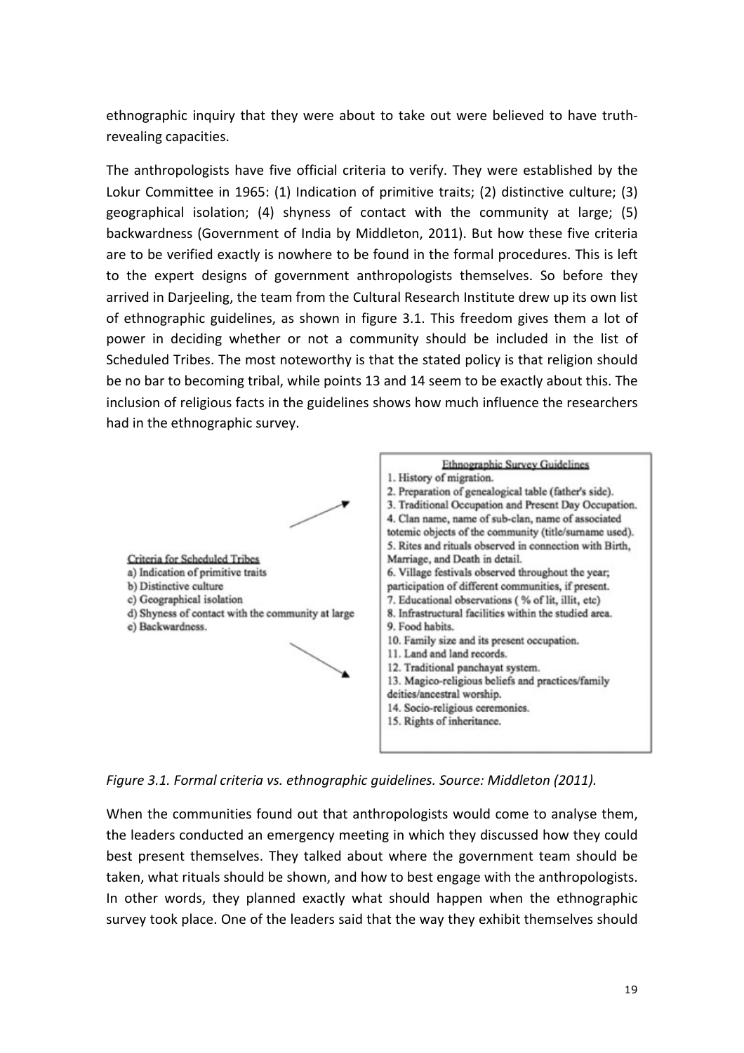ethnographic inquiry that they were about to take out were believed to have truth-revealing capacities.

The anthropologists have five official criteria to verify. They were established by the Lokur Committee in 1965: (1) Indication of primitive traits; (2) distinctive culture; (3) geographical isolation; (4) shyness of contact with the community at large; (5) backwardness (Government of India by Middleton, 2011). But how these five criteria are to be verified exactly is nowhere to be found in the formal procedures. This is left to the expert designs of government anthropologists themselves. So before they arrived in Darjeeling, the team from the Cultural Research Institute drew up its own list of ethnographic guidelines, as shown in figure 3.1. This freedom gives them a lot of power in deciding whether or not a community should be included in the list of Scheduled Tribes. The most noteworthy is that the stated policy is that religion should be no bar to becoming tribal, while points 13 and 14 seem to be exactly about this. The inclusion of religious facts in the guidelines shows how much influence the researchers had in the ethnographic survey.

Criteria for Scheduled Tribes

a) Indication of primitive traits
b) Distinctive culture
c) Geographical isolation
d) Shyness of contact with the community at large
e) Backwardness.

Ethnographic Survey Guidelines

1. History of migration.
2. Preparation of genealogical table (father's side).
3. Traditional Occupation and Present Day Occupation.
4. Clan name, name of sub-clan, name of associated totemic objects of the community (title/surname used).
5. Rites and rituals observed in connection with Birth, Marriage, and Death in detail.
6. Village festivals observed throughout the year; participation of different communities, if present.
7. Educational observations ( % of lit, illit, etc)
8. Infrastructural facilities within the studied area.
9. Food habits.
10. Family size and its present occupation.
11. Land and land records.
12. Traditional panchayat system.
13. Magico-religious beliefs and practices/family deities/ancestral worship.
14. Socio-religious ceremonies.
15. Rights of inheritance.

*Figure 3.1. Formal criteria vs. ethnographic guidelines. Source: Middleton (2011).*

When the communities found out that anthropologists would come to analyse them, the leaders conducted an emergency meeting in which they discussed how they could best present themselves. They talked about where the government team should be taken, what rituals should be shown, and how to best engage with the anthropologists. In other words, they planned exactly what should happen when the ethnographic survey took place. One of the leaders said that the way they exhibit themselves should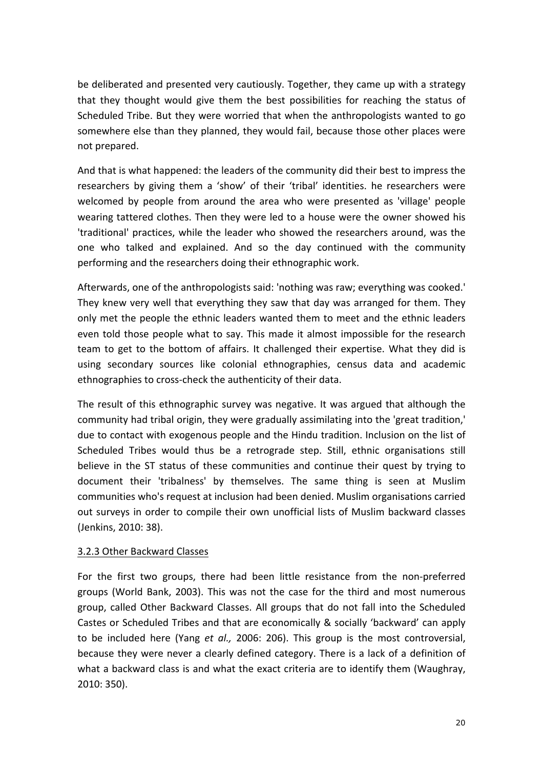be deliberated and presented very cautiously. Together, they came up with a strategy that they thought would give them the best possibilities for reaching the status of Scheduled Tribe. But they were worried that when the anthropologists wanted to go somewhere else than they planned, they would fail, because those other places were not prepared.

And that is what happened: the leaders of the community did their best to impress the researchers by giving them a 'show' of their 'tribal' identities. he researchers were welcomed by people from around the area who were presented as 'village' people wearing tattered clothes. Then they were led to a house were the owner showed his 'traditional' practices, while the leader who showed the researchers around, was the one who talked and explained. And so the day continued with the community performing and the researchers doing their ethnographic work.

Afterwards, one of the anthropologists said: 'nothing was raw; everything was cooked.' They knew very well that everything they saw that day was arranged for them. They only met the people the ethnic leaders wanted them to meet and the ethnic leaders even told those people what to say. This made it almost impossible for the research team to get to the bottom of affairs. It challenged their expertise. What they did is using secondary sources like colonial ethnographies, census data and academic ethnographies to cross-check the authenticity of their data.

The result of this ethnographic survey was negative. It was argued that although the community had tribal origin, they were gradually assimilating into the 'great tradition,' due to contact with exogenous people and the Hindu tradition. Inclusion on the list of Scheduled Tribes would thus be a retrograde step. Still, ethnic organisations still believe in the ST status of these communities and continue their quest by trying to document their 'tribalness' by themselves. The same thing is seen at Muslim communities who's request at inclusion had been denied. Muslim organisations carried out surveys in order to compile their own unofficial lists of Muslim backward classes (Jenkins, 2010: 38).

### 3.2.3 Other Backward Classes

For the first two groups, there had been little resistance from the non-preferred groups (World Bank, 2003). This was not the case for the third and most numerous group, called Other Backward Classes. All groups that do not fall into the Scheduled Castes or Scheduled Tribes and that are economically & socially 'backward' can apply to be included here (Yang *et al.,* 2006: 206). This group is the most controversial, because they were never a clearly defined category. There is a lack of a definition of what a backward class is and what the exact criteria are to identify them (Waughray, 2010: 350).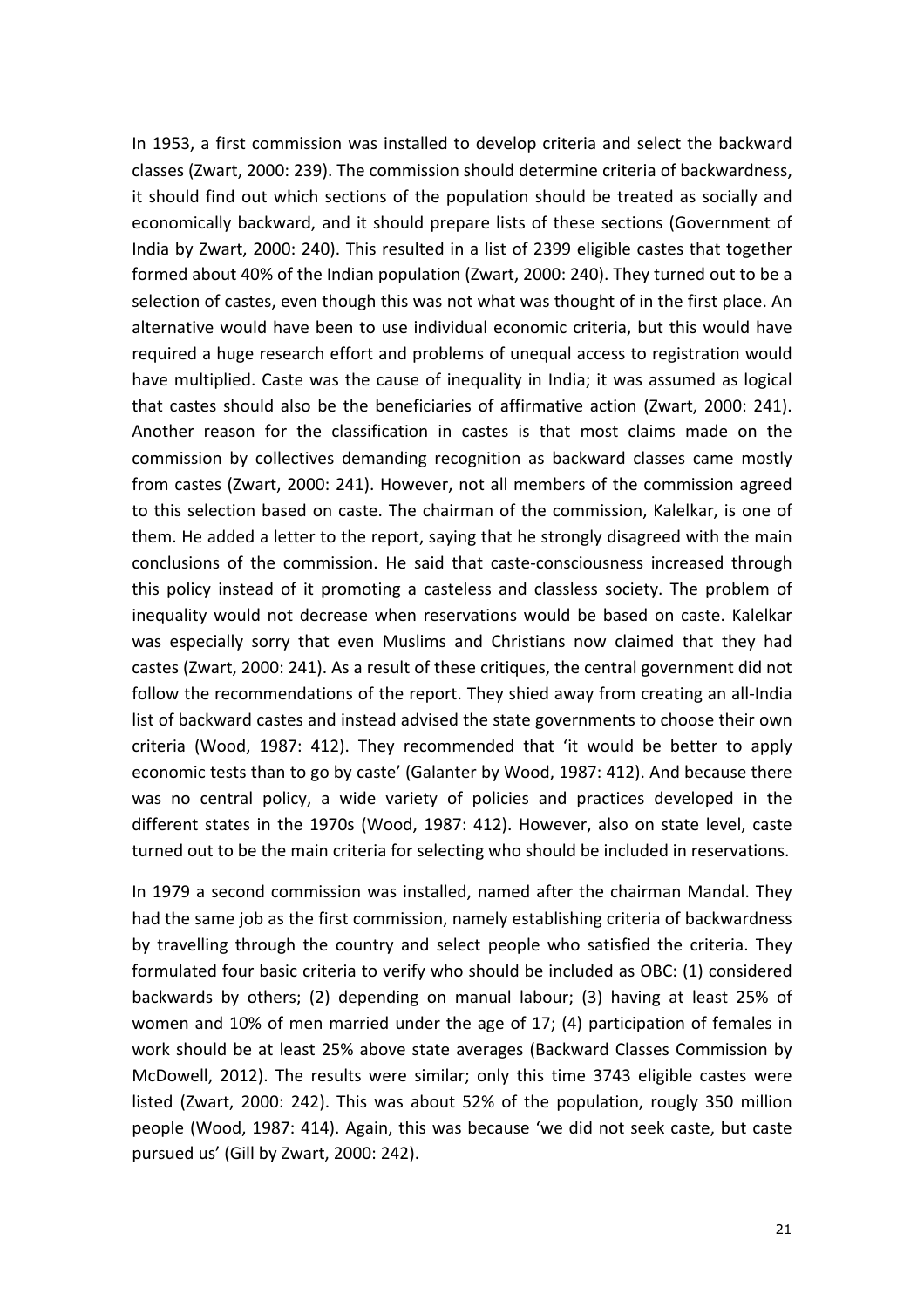In 1953, a first commission was installed to develop criteria and select the backward classes (Zwart, 2000: 239). The commission should determine criteria of backwardness, it should find out which sections of the population should be treated as socially and economically backward, and it should prepare lists of these sections (Government of India by Zwart, 2000: 240). This resulted in a list of 2399 eligible castes that together formed about 40% of the Indian population (Zwart, 2000: 240). They turned out to be a selection of castes, even though this was not what was thought of in the first place. An alternative would have been to use individual economic criteria, but this would have required a huge research effort and problems of unequal access to registration would have multiplied. Caste was the cause of inequality in India; it was assumed as logical that castes should also be the beneficiaries of affirmative action (Zwart, 2000: 241). Another reason for the classification in castes is that most claims made on the commission by collectives demanding recognition as backward classes came mostly from castes (Zwart, 2000: 241). However, not all members of the commission agreed to this selection based on caste. The chairman of the commission, Kalelkar, is one of them. He added a letter to the report, saying that he strongly disagreed with the main conclusions of the commission. He said that caste-consciousness increased through this policy instead of it promoting a casteless and classless society. The problem of inequality would not decrease when reservations would be based on caste. Kalelkar was especially sorry that even Muslims and Christians now claimed that they had castes (Zwart, 2000: 241). As a result of these critiques, the central government did not follow the recommendations of the report. They shied away from creating an all-India list of backward castes and instead advised the state governments to choose their own criteria (Wood, 1987: 412). They recommended that 'it would be better to apply economic tests than to go by caste' (Galanter by Wood, 1987: 412). And because there was no central policy, a wide variety of policies and practices developed in the different states in the 1970s (Wood, 1987: 412). However, also on state level, caste turned out to be the main criteria for selecting who should be included in reservations.

In 1979 a second commission was installed, named after the chairman Mandal. They had the same job as the first commission, namely establishing criteria of backwardness by travelling through the country and select people who satisfied the criteria. They formulated four basic criteria to verify who should be included as OBC: (1) considered backwards by others; (2) depending on manual labour; (3) having at least 25% of women and 10% of men married under the age of 17; (4) participation of females in work should be at least 25% above state averages (Backward Classes Commission by McDowell, 2012). The results were similar; only this time 3743 eligible castes were listed (Zwart, 2000: 242). This was about 52% of the population, rougly 350 million people (Wood, 1987: 414). Again, this was because 'we did not seek caste, but caste pursued us' (Gill by Zwart, 2000: 242).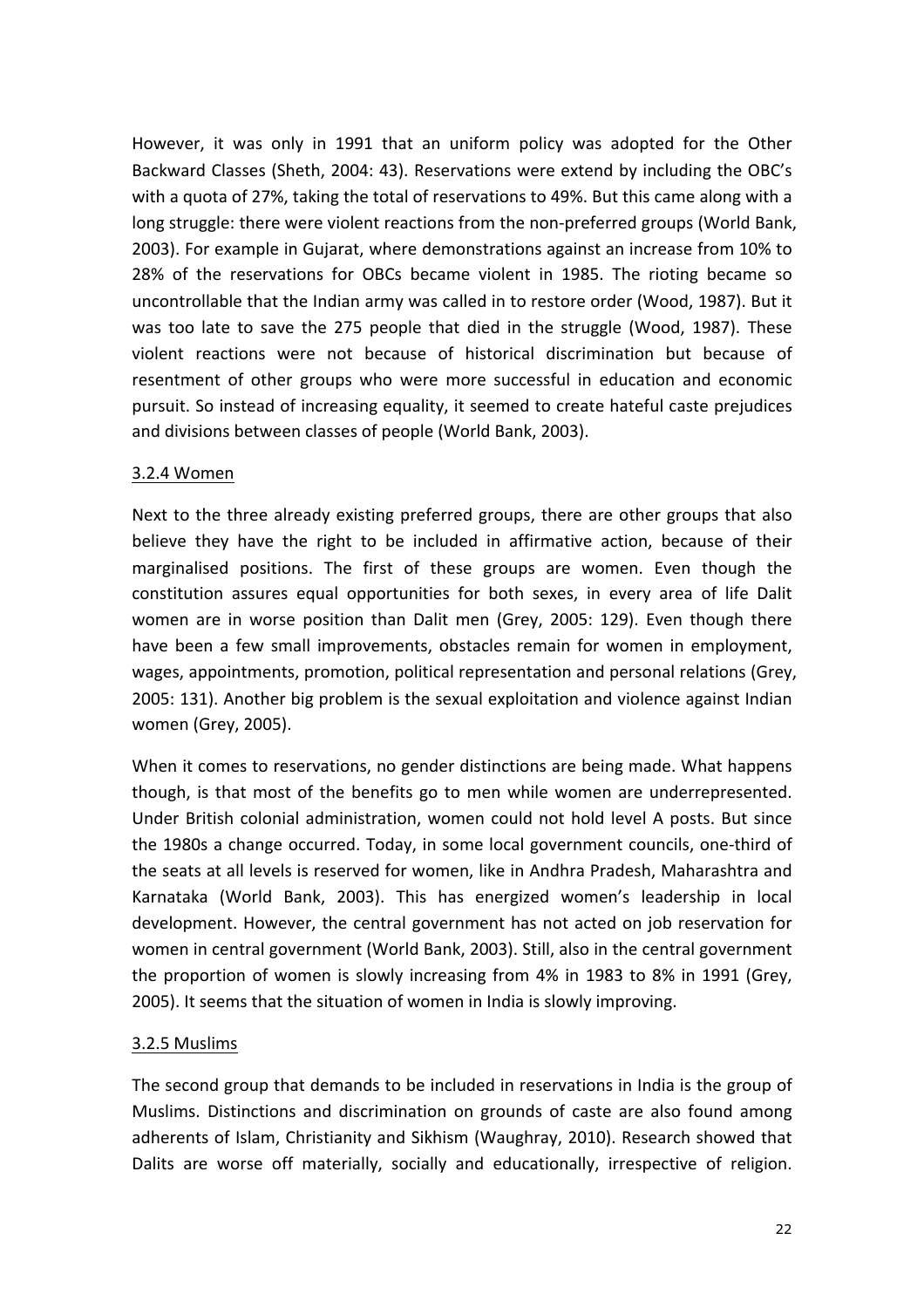However, it was only in 1991 that an uniform policy was adopted for the Other Backward Classes (Sheth, 2004: 43). Reservations were extend by including the OBC's with a quota of 27%, taking the total of reservations to 49%. But this came along with a long struggle: there were violent reactions from the non-preferred groups (World Bank, 2003). For example in Gujarat, where demonstrations against an increase from 10% to 28% of the reservations for OBCs became violent in 1985. The rioting became so uncontrollable that the Indian army was called in to restore order (Wood, 1987). But it was too late to save the 275 people that died in the struggle (Wood, 1987). These violent reactions were not because of historical discrimination but because of resentment of other groups who were more successful in education and economic pursuit. So instead of increasing equality, it seemed to create hateful caste prejudices and divisions between classes of people (World Bank, 2003).

### 3.2.4 Women

Next to the three already existing preferred groups, there are other groups that also believe they have the right to be included in affirmative action, because of their marginalised positions. The first of these groups are women. Even though the constitution assures equal opportunities for both sexes, in every area of life Dalit women are in worse position than Dalit men (Grey, 2005: 129). Even though there have been a few small improvements, obstacles remain for women in employment, wages, appointments, promotion, political representation and personal relations (Grey, 2005: 131). Another big problem is the sexual exploitation and violence against Indian women (Grey, 2005).

When it comes to reservations, no gender distinctions are being made. What happens though, is that most of the benefits go to men while women are underrepresented. Under British colonial administration, women could not hold level A posts. But since the 1980s a change occurred. Today, in some local government councils, one-third of the seats at all levels is reserved for women, like in Andhra Pradesh, Maharashtra and Karnataka (World Bank, 2003). This has energized women's leadership in local development. However, the central government has not acted on job reservation for women in central government (World Bank, 2003). Still, also in the central government the proportion of women is slowly increasing from 4% in 1983 to 8% in 1991 (Grey, 2005). It seems that the situation of women in India is slowly improving.

### 3.2.5 Muslims

The second group that demands to be included in reservations in India is the group of Muslims. Distinctions and discrimination on grounds of caste are also found among adherents of Islam, Christianity and Sikhism (Waughray, 2010). Research showed that Dalits are worse off materially, socially and educationally, irrespective of religion.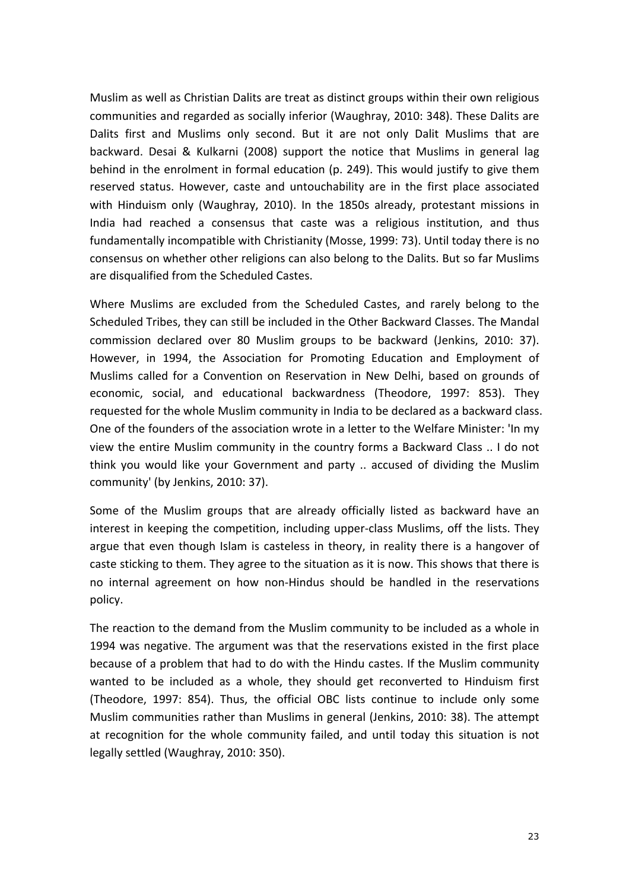Muslim as well as Christian Dalits are treat as distinct groups within their own religious communities and regarded as socially inferior (Waughray, 2010: 348). These Dalits are Dalits first and Muslims only second. But it are not only Dalit Muslims that are backward. Desai & Kulkarni (2008) support the notice that Muslims in general lag behind in the enrolment in formal education (p. 249). This would justify to give them reserved status. However, caste and untouchability are in the first place associated with Hinduism only (Waughray, 2010). In the 1850s already, protestant missions in India had reached a consensus that caste was a religious institution, and thus fundamentally incompatible with Christianity (Mosse, 1999: 73). Until today there is no consensus on whether other religions can also belong to the Dalits. But so far Muslims are disqualified from the Scheduled Castes.

Where Muslims are excluded from the Scheduled Castes, and rarely belong to the Scheduled Tribes, they can still be included in the Other Backward Classes. The Mandal commission declared over 80 Muslim groups to be backward (Jenkins, 2010: 37). However, in 1994, the Association for Promoting Education and Employment of Muslims called for a Convention on Reservation in New Delhi, based on grounds of economic, social, and educational backwardness (Theodore, 1997: 853). They requested for the whole Muslim community in India to be declared as a backward class. One of the founders of the association wrote in a letter to the Welfare Minister: 'In my view the entire Muslim community in the country forms a Backward Class .. I do not think you would like your Government and party .. accused of dividing the Muslim community' (by Jenkins, 2010: 37).

Some of the Muslim groups that are already officially listed as backward have an interest in keeping the competition, including upper-class Muslims, off the lists. They argue that even though Islam is casteless in theory, in reality there is a hangover of caste sticking to them. They agree to the situation as it is now. This shows that there is no internal agreement on how non-Hindus should be handled in the reservations policy.

The reaction to the demand from the Muslim community to be included as a whole in 1994 was negative. The argument was that the reservations existed in the first place because of a problem that had to do with the Hindu castes. If the Muslim community wanted to be included as a whole, they should get reconverted to Hinduism first (Theodore, 1997: 854). Thus, the official OBC lists continue to include only some Muslim communities rather than Muslims in general (Jenkins, 2010: 38). The attempt at recognition for the whole community failed, and until today this situation is not legally settled (Waughray, 2010: 350).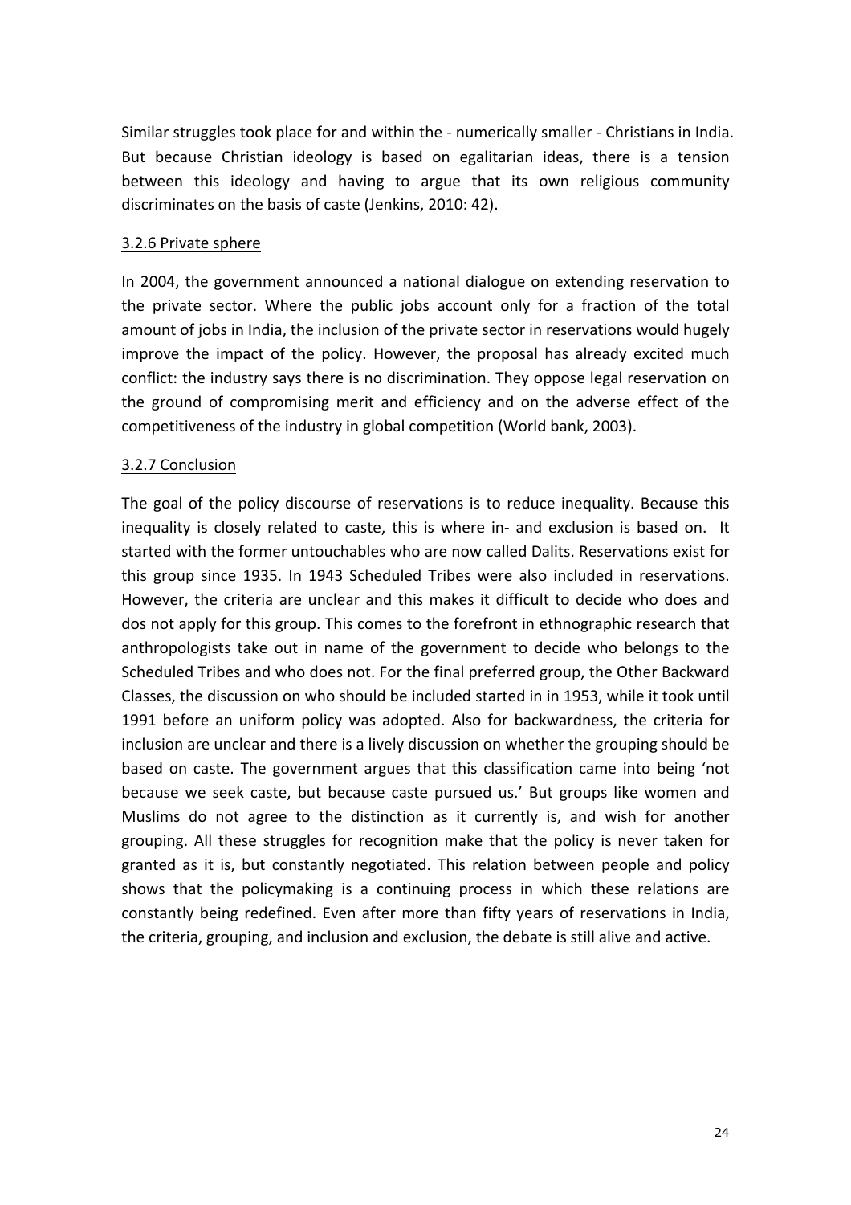Similar struggles took place for and within the - numerically smaller - Christians in India. But because Christian ideology is based on egalitarian ideas, there is a tension between this ideology and having to argue that its own religious community discriminates on the basis of caste (Jenkins, 2010: 42).

### 3.2.6 Private sphere

In 2004, the government announced a national dialogue on extending reservation to the private sector. Where the public jobs account only for a fraction of the total amount of jobs in India, the inclusion of the private sector in reservations would hugely improve the impact of the policy. However, the proposal has already excited much conflict: the industry says there is no discrimination. They oppose legal reservation on the ground of compromising merit and efficiency and on the adverse effect of the competitiveness of the industry in global competition (World bank, 2003).

### 3.2.7 Conclusion

The goal of the policy discourse of reservations is to reduce inequality. Because this inequality is closely related to caste, this is where in- and exclusion is based on. It started with the former untouchables who are now called Dalits. Reservations exist for this group since 1935. In 1943 Scheduled Tribes were also included in reservations. However, the criteria are unclear and this makes it difficult to decide who does and dos not apply for this group. This comes to the forefront in ethnographic research that anthropologists take out in name of the government to decide who belongs to the Scheduled Tribes and who does not. For the final preferred group, the Other Backward Classes, the discussion on who should be included started in in 1953, while it took until 1991 before an uniform policy was adopted. Also for backwardness, the criteria for inclusion are unclear and there is a lively discussion on whether the grouping should be based on caste. The government argues that this classification came into being 'not because we seek caste, but because caste pursued us.' But groups like women and Muslims do not agree to the distinction as it currently is, and wish for another grouping. All these struggles for recognition make that the policy is never taken for granted as it is, but constantly negotiated. This relation between people and policy shows that the policymaking is a continuing process in which these relations are constantly being redefined. Even after more than fifty years of reservations in India, the criteria, grouping, and inclusion and exclusion, the debate is still alive and active.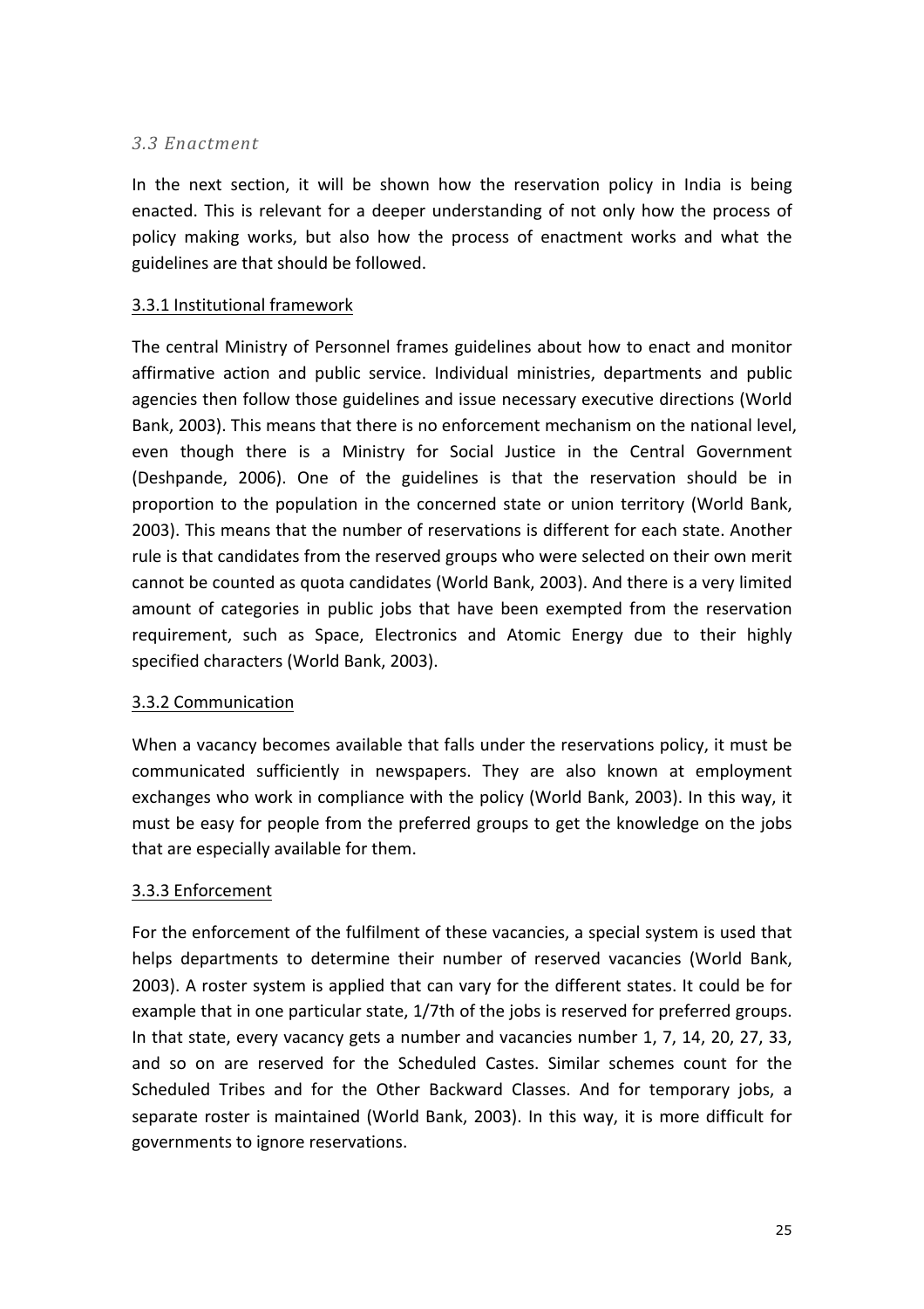### *3.3 Enactment*

In the next section, it will be shown how the reservation policy in India is being enacted. This is relevant for a deeper understanding of not only how the process of policy making works, but also how the process of enactment works and what the guidelines are that should be followed.

#### 3.3.1 Institutional framework

The central Ministry of Personnel frames guidelines about how to enact and monitor affirmative action and public service. Individual ministries, departments and public agencies then follow those guidelines and issue necessary executive directions (World Bank, 2003). This means that there is no enforcement mechanism on the national level, even though there is a Ministry for Social Justice in the Central Government (Deshpande, 2006). One of the guidelines is that the reservation should be in proportion to the population in the concerned state or union territory (World Bank, 2003). This means that the number of reservations is different for each state. Another rule is that candidates from the reserved groups who were selected on their own merit cannot be counted as quota candidates (World Bank, 2003). And there is a very limited amount of categories in public jobs that have been exempted from the reservation requirement, such as Space, Electronics and Atomic Energy due to their highly specified characters (World Bank, 2003).

#### 3.3.2 Communication

When a vacancy becomes available that falls under the reservations policy, it must be communicated sufficiently in newspapers. They are also known at employment exchanges who work in compliance with the policy (World Bank, 2003). In this way, it must be easy for people from the preferred groups to get the knowledge on the jobs that are especially available for them.

#### 3.3.3 Enforcement

For the enforcement of the fulfilment of these vacancies, a special system is used that helps departments to determine their number of reserved vacancies (World Bank, 2003). A roster system is applied that can vary for the different states. It could be for example that in one particular state, 1/7th of the jobs is reserved for preferred groups. In that state, every vacancy gets a number and vacancies number 1, 7, 14, 20, 27, 33, and so on are reserved for the Scheduled Castes. Similar schemes count for the Scheduled Tribes and for the Other Backward Classes. And for temporary jobs, a separate roster is maintained (World Bank, 2003). In this way, it is more difficult for governments to ignore reservations.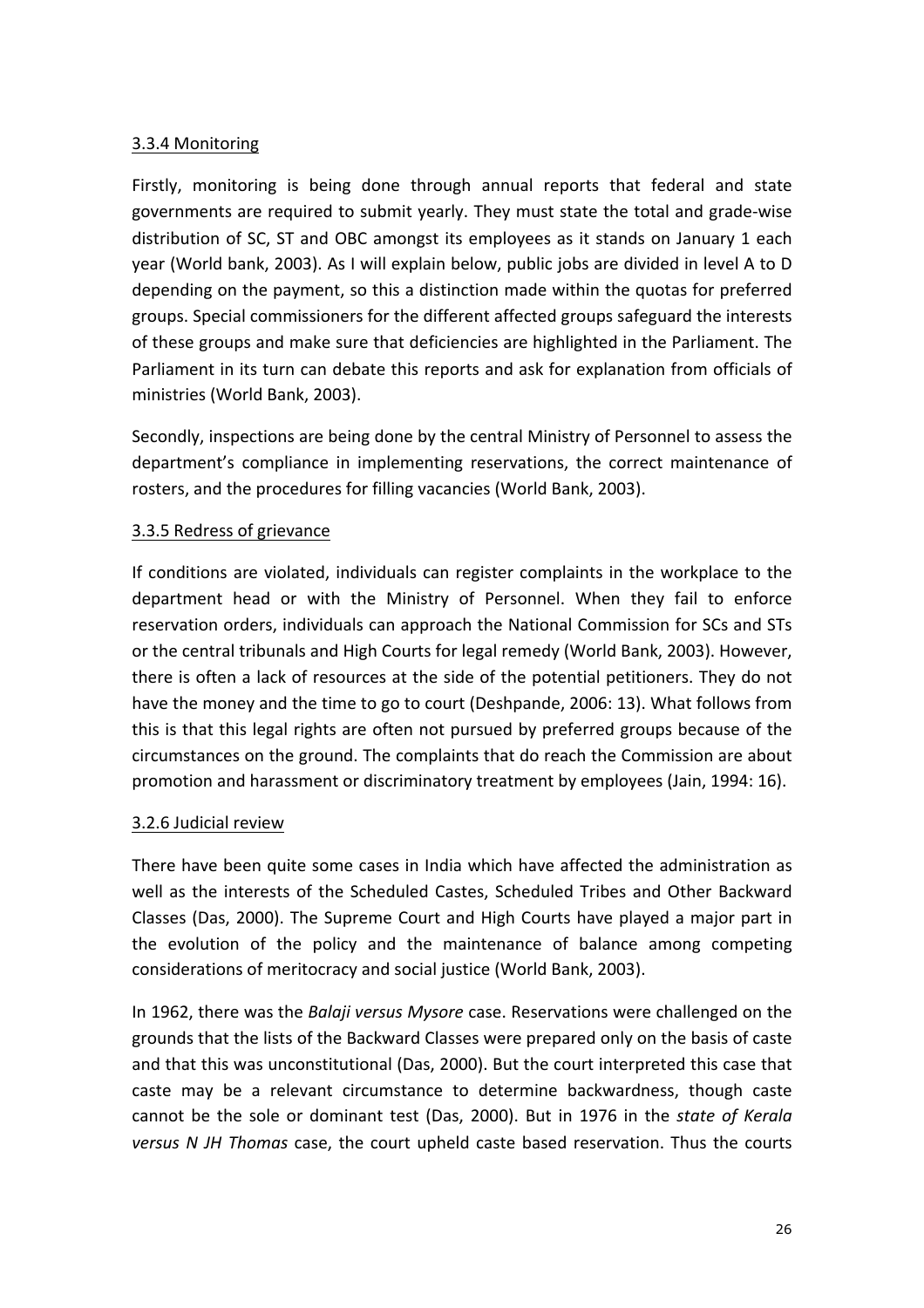### 3.3.4 Monitoring

Firstly, monitoring is being done through annual reports that federal and state governments are required to submit yearly. They must state the total and grade-wise distribution of SC, ST and OBC amongst its employees as it stands on January 1 each year (World bank, 2003). As I will explain below, public jobs are divided in level A to D depending on the payment, so this a distinction made within the quotas for preferred groups. Special commissioners for the different affected groups safeguard the interests of these groups and make sure that deficiencies are highlighted in the Parliament. The Parliament in its turn can debate this reports and ask for explanation from officials of ministries (World Bank, 2003).

Secondly, inspections are being done by the central Ministry of Personnel to assess the department's compliance in implementing reservations, the correct maintenance of rosters, and the procedures for filling vacancies (World Bank, 2003).

### 3.3.5 Redress of grievance

If conditions are violated, individuals can register complaints in the workplace to the department head or with the Ministry of Personnel. When they fail to enforce reservation orders, individuals can approach the National Commission for SCs and STs or the central tribunals and High Courts for legal remedy (World Bank, 2003). However, there is often a lack of resources at the side of the potential petitioners. They do not have the money and the time to go to court (Deshpande, 2006: 13). What follows from this is that this legal rights are often not pursued by preferred groups because of the circumstances on the ground. The complaints that do reach the Commission are about promotion and harassment or discriminatory treatment by employees (Jain, 1994: 16).

### 3.2.6 Judicial review

There have been quite some cases in India which have affected the administration as well as the interests of the Scheduled Castes, Scheduled Tribes and Other Backward Classes (Das, 2000). The Supreme Court and High Courts have played a major part in the evolution of the policy and the maintenance of balance among competing considerations of meritocracy and social justice (World Bank, 2003).

In 1962, there was the *Balaji versus Mysore* case. Reservations were challenged on the grounds that the lists of the Backward Classes were prepared only on the basis of caste and that this was unconstitutional (Das, 2000). But the court interpreted this case that caste may be a relevant circumstance to determine backwardness, though caste cannot be the sole or dominant test (Das, 2000). But in 1976 in the *state of Kerala versus N JH Thomas* case, the court upheld caste based reservation. Thus the courts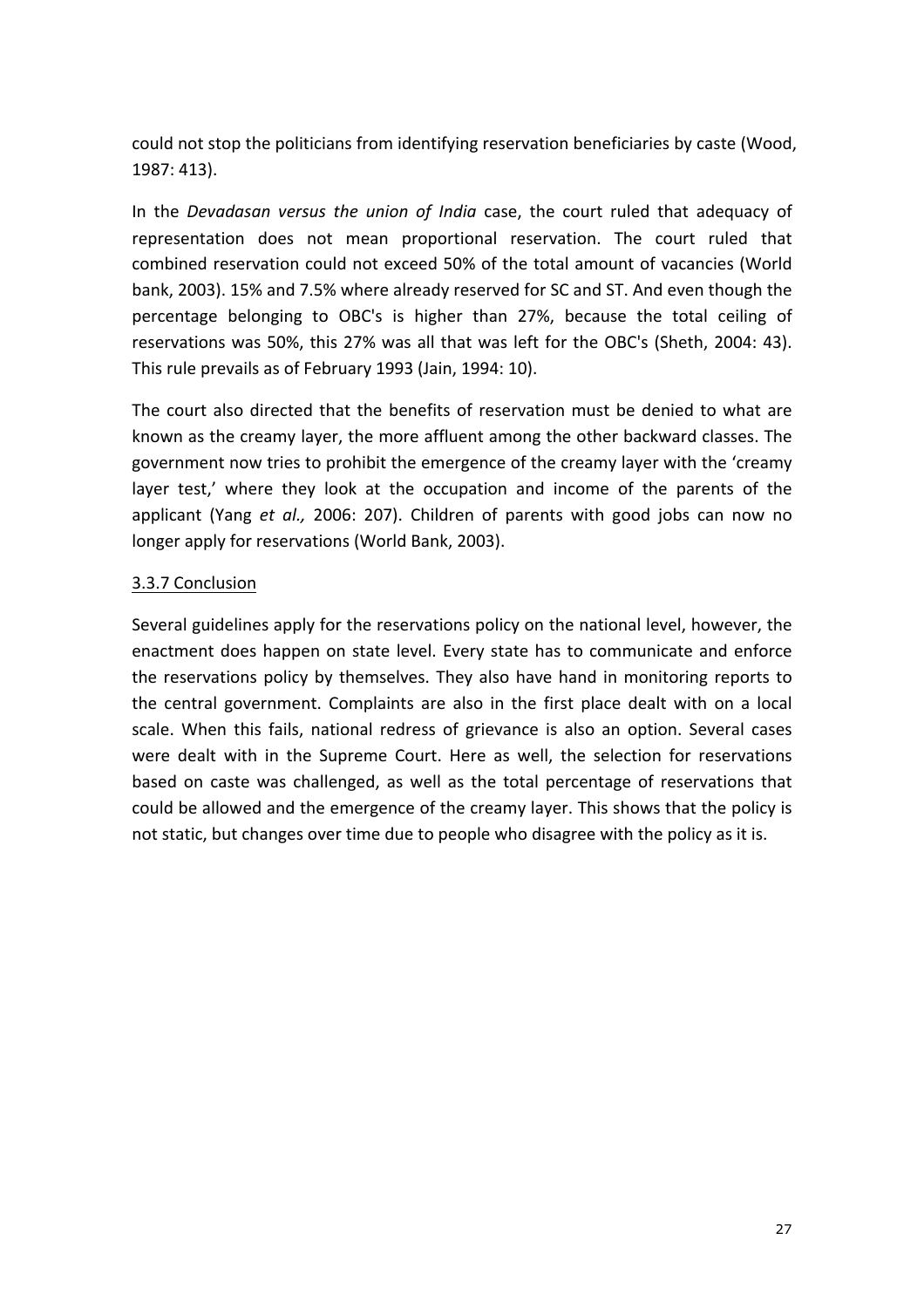could not stop the politicians from identifying reservation beneficiaries by caste (Wood, 1987: 413).

In the *Devadasan versus the union of India* case, the court ruled that adequacy of representation does not mean proportional reservation. The court ruled that combined reservation could not exceed 50% of the total amount of vacancies (World bank, 2003). 15% and 7.5% where already reserved for SC and ST. And even though the percentage belonging to OBC's is higher than 27%, because the total ceiling of reservations was 50%, this 27% was all that was left for the OBC's (Sheth, 2004: 43). This rule prevails as of February 1993 (Jain, 1994: 10).

The court also directed that the benefits of reservation must be denied to what are known as the creamy layer, the more affluent among the other backward classes. The government now tries to prohibit the emergence of the creamy layer with the 'creamy layer test,' where they look at the occupation and income of the parents of the applicant (Yang *et al.,* 2006: 207). Children of parents with good jobs can now no longer apply for reservations (World Bank, 2003).

### 3.3.7 Conclusion

Several guidelines apply for the reservations policy on the national level, however, the enactment does happen on state level. Every state has to communicate and enforce the reservations policy by themselves. They also have hand in monitoring reports to the central government. Complaints are also in the first place dealt with on a local scale. When this fails, national redress of grievance is also an option. Several cases were dealt with in the Supreme Court. Here as well, the selection for reservations based on caste was challenged, as well as the total percentage of reservations that could be allowed and the emergence of the creamy layer. This shows that the policy is not static, but changes over time due to people who disagree with the policy as it is.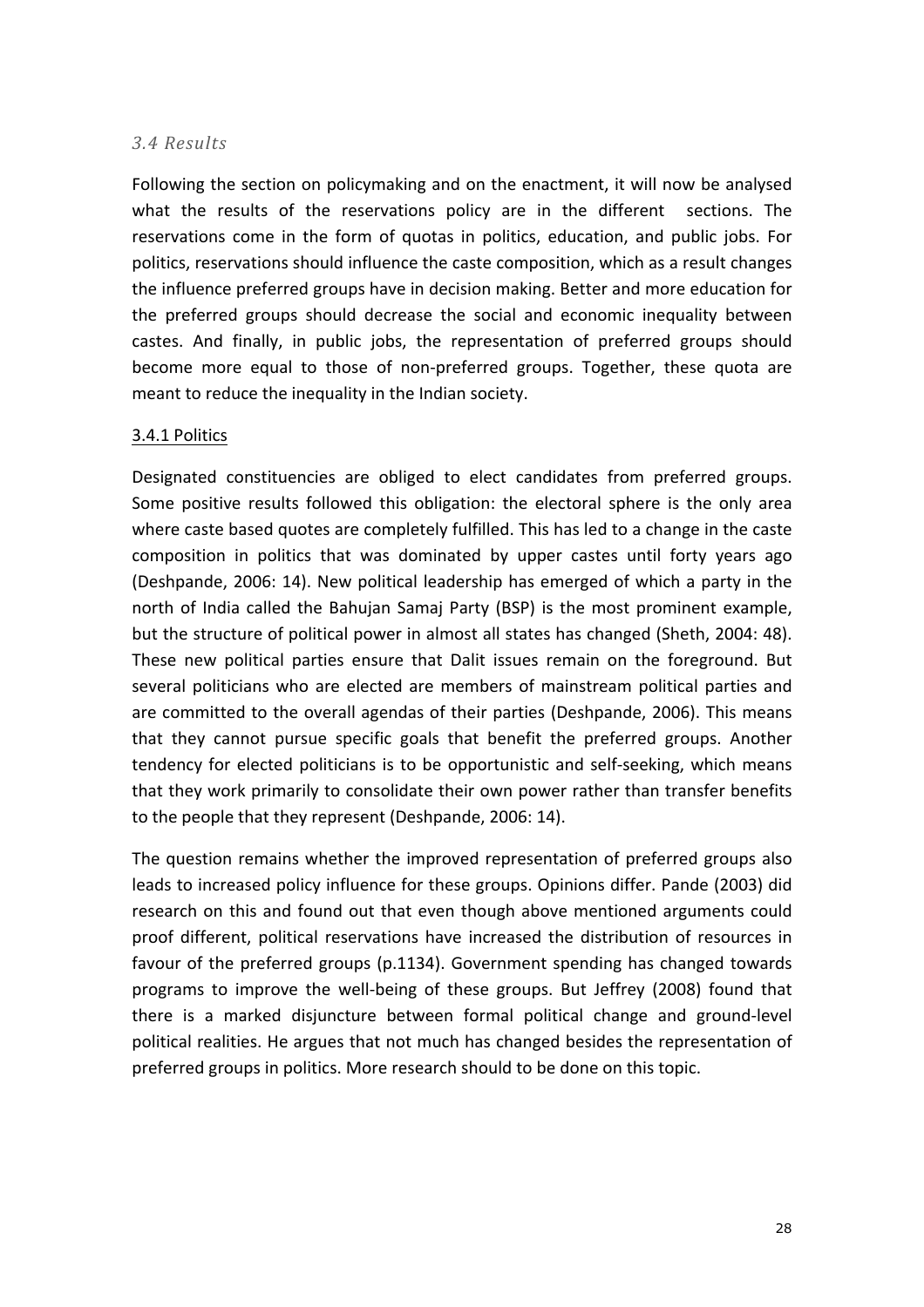### *3.4 Results*

Following the section on policymaking and on the enactment, it will now be analysed what the results of the reservations policy are in the different sections. The reservations come in the form of quotas in politics, education, and public jobs. For politics, reservations should influence the caste composition, which as a result changes the influence preferred groups have in decision making. Better and more education for the preferred groups should decrease the social and economic inequality between castes. And finally, in public jobs, the representation of preferred groups should become more equal to those of non-preferred groups. Together, these quota are meant to reduce the inequality in the Indian society.

#### 3.4.1 Politics

Designated constituencies are obliged to elect candidates from preferred groups. Some positive results followed this obligation: the electoral sphere is the only area where caste based quotes are completely fulfilled. This has led to a change in the caste composition in politics that was dominated by upper castes until forty years ago (Deshpande, 2006: 14). New political leadership has emerged of which a party in the north of India called the Bahujan Samaj Party (BSP) is the most prominent example, but the structure of political power in almost all states has changed (Sheth, 2004: 48). These new political parties ensure that Dalit issues remain on the foreground. But several politicians who are elected are members of mainstream political parties and are committed to the overall agendas of their parties (Deshpande, 2006). This means that they cannot pursue specific goals that benefit the preferred groups. Another tendency for elected politicians is to be opportunistic and self-seeking, which means that they work primarily to consolidate their own power rather than transfer benefits to the people that they represent (Deshpande, 2006: 14).

The question remains whether the improved representation of preferred groups also leads to increased policy influence for these groups. Opinions differ. Pande (2003) did research on this and found out that even though above mentioned arguments could proof different, political reservations have increased the distribution of resources in favour of the preferred groups (p.1134). Government spending has changed towards programs to improve the well-being of these groups. But Jeffrey (2008) found that there is a marked disjuncture between formal political change and ground-level political realities. He argues that not much has changed besides the representation of preferred groups in politics. More research should to be done on this topic.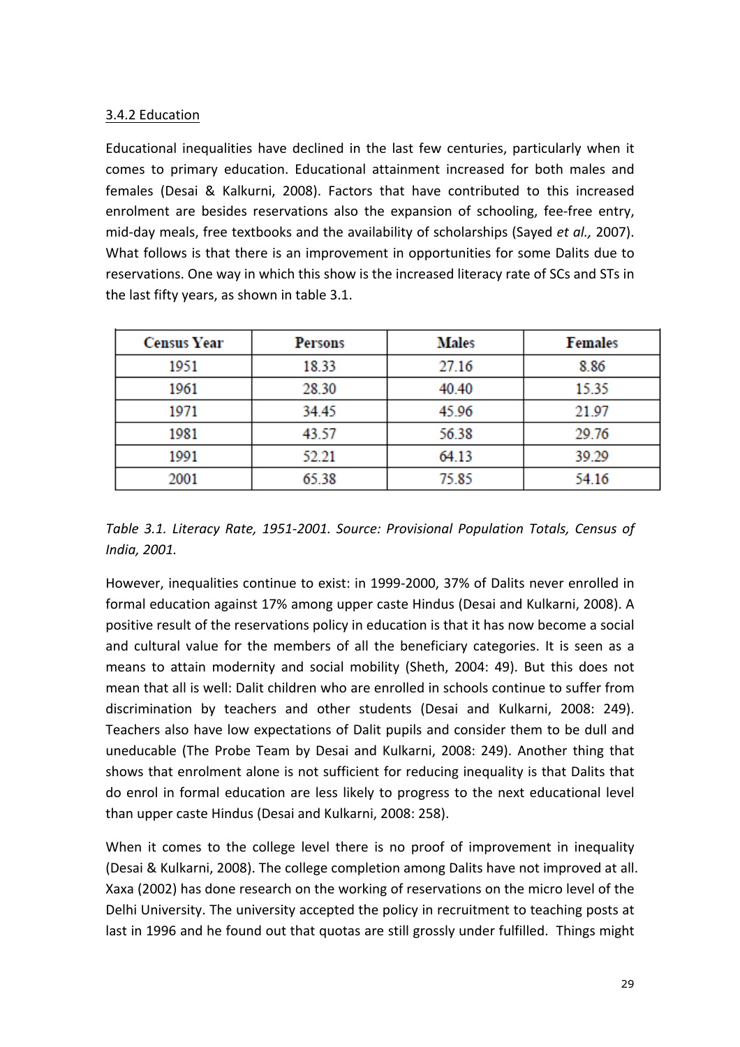### 3.4.2 Education

Educational inequalities have declined in the last few centuries, particularly when it comes to primary education. Educational attainment increased for both males and females (Desai & Kalkurni, 2008). Factors that have contributed to this increased enrolment are besides reservations also the expansion of schooling, fee-free entry, mid-day meals, free textbooks and the availability of scholarships (Sayed *et al.,* 2007). What follows is that there is an improvement in opportunities for some Dalits due to reservations. One way in which this show is the increased literacy rate of SCs and STs in the last fifty years, as shown in table 3.1.

| Census Year | Persons | Males | Females |
|---|---|---|---|
| 1951 | 18.33 | 27.16 | 8.86 |
| 1961 | 28.30 | 40.40 | 15.35 |
| 1971 | 34.45 | 45.96 | 21.97 |
| 1981 | 43.57 | 56.38 | 29.76 |
| 1991 | 52.21 | 64.13 | 39.29 |
| 2001 | 65.38 | 75.85 | 54.16 |

*Table 3.1. Literacy Rate, 1951-2001. Source: Provisional Population Totals, Census of India, 2001.*

However, inequalities continue to exist: in 1999-2000, 37% of Dalits never enrolled in formal education against 17% among upper caste Hindus (Desai and Kulkarni, 2008). A positive result of the reservations policy in education is that it has now become a social and cultural value for the members of all the beneficiary categories. It is seen as a means to attain modernity and social mobility (Sheth, 2004: 49). But this does not mean that all is well: Dalit children who are enrolled in schools continue to suffer from discrimination by teachers and other students (Desai and Kulkarni, 2008: 249). Teachers also have low expectations of Dalit pupils and consider them to be dull and uneducable (The Probe Team by Desai and Kulkarni, 2008: 249). Another thing that shows that enrolment alone is not sufficient for reducing inequality is that Dalits that do enrol in formal education are less likely to progress to the next educational level than upper caste Hindus (Desai and Kulkarni, 2008: 258).

When it comes to the college level there is no proof of improvement in inequality (Desai & Kulkarni, 2008). The college completion among Dalits have not improved at all. Xaxa (2002) has done research on the working of reservations on the micro level of the Delhi University. The university accepted the policy in recruitment to teaching posts at last in 1996 and he found out that quotas are still grossly under fulfilled. Things might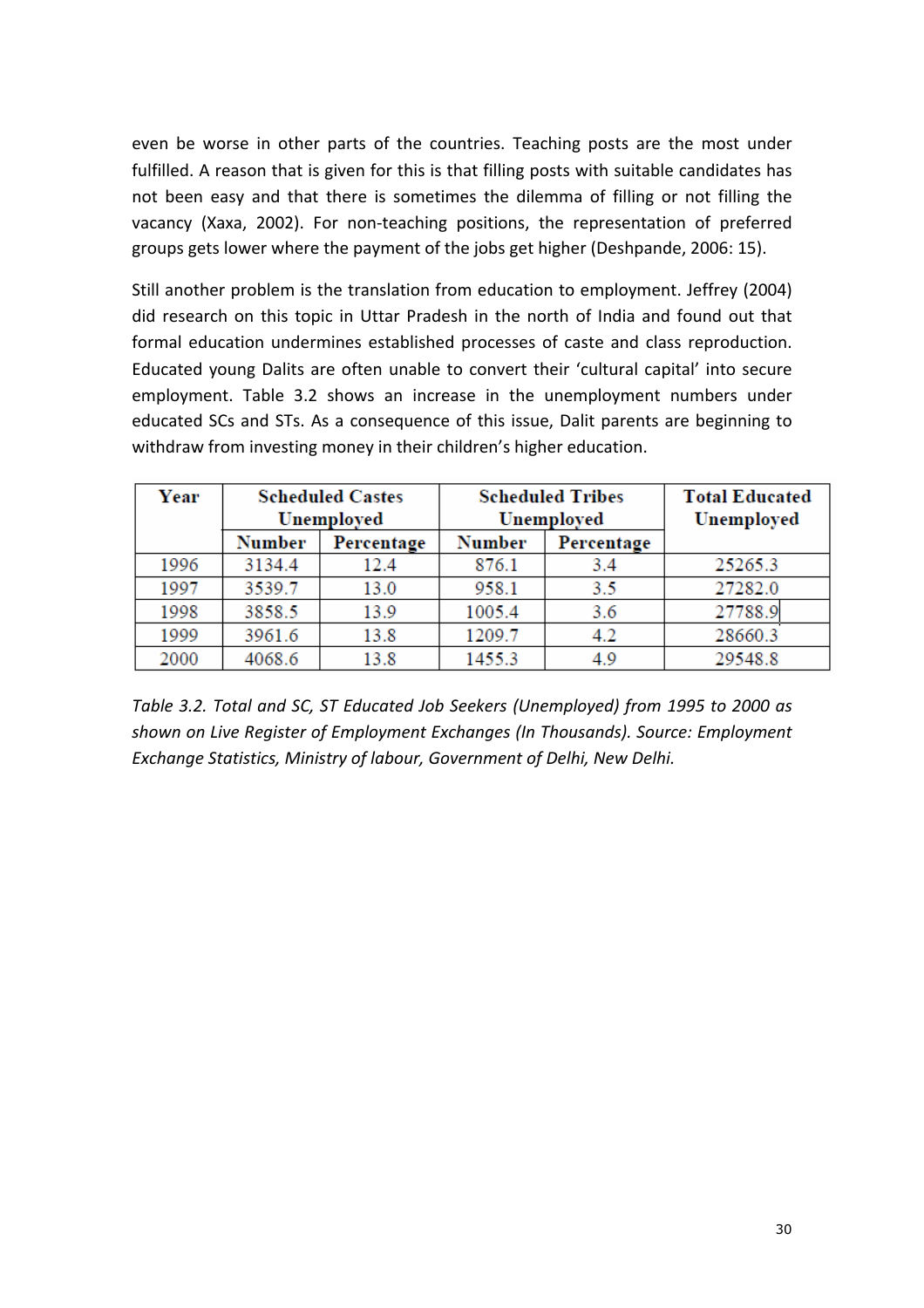even be worse in other parts of the countries. Teaching posts are the most under fulfilled. A reason that is given for this is that filling posts with suitable candidates has not been easy and that there is sometimes the dilemma of filling or not filling the vacancy (Xaxa, 2002). For non-teaching positions, the representation of preferred groups gets lower where the payment of the jobs get higher (Deshpande, 2006: 15).

Still another problem is the translation from education to employment. Jeffrey (2004) did research on this topic in Uttar Pradesh in the north of India and found out that formal education undermines established processes of caste and class reproduction. Educated young Dalits are often unable to convert their ‘cultural capital’ into secure employment. Table 3.2 shows an increase in the unemployment numbers under educated SCs and STs. As a consequence of this issue, Dalit parents are beginning to withdraw from investing money in their children’s higher education.

| Year | Scheduled Castes Unemployed | | Scheduled Tribes Unemployed | | Total Educated Unemployed |
|---|---|---|---|---|---|
| | Number | Percentage | Number | Percentage | |
| 1996 | 3134.4 | 12.4 | 876.1 | 3.4 | 25265.3 |
| 1997 | 3539.7 | 13.0 | 958.1 | 3.5 | 27282.0 |
| 1998 | 3858.5 | 13.9 | 1005.4 | 3.6 | 27788.9 |
| 1999 | 3961.6 | 13.8 | 1209.7 | 4.2 | 28660.3 |
| 2000 | 4068.6 | 13.8 | 1455.3 | 4.9 | 29548.8 |

*Table 3.2. Total and SC, ST Educated Job Seekers (Unemployed) from 1995 to 2000 as shown on Live Register of Employment Exchanges (In Thousands). Source: Employment Exchange Statistics, Ministry of labour, Government of Delhi, New Delhi.*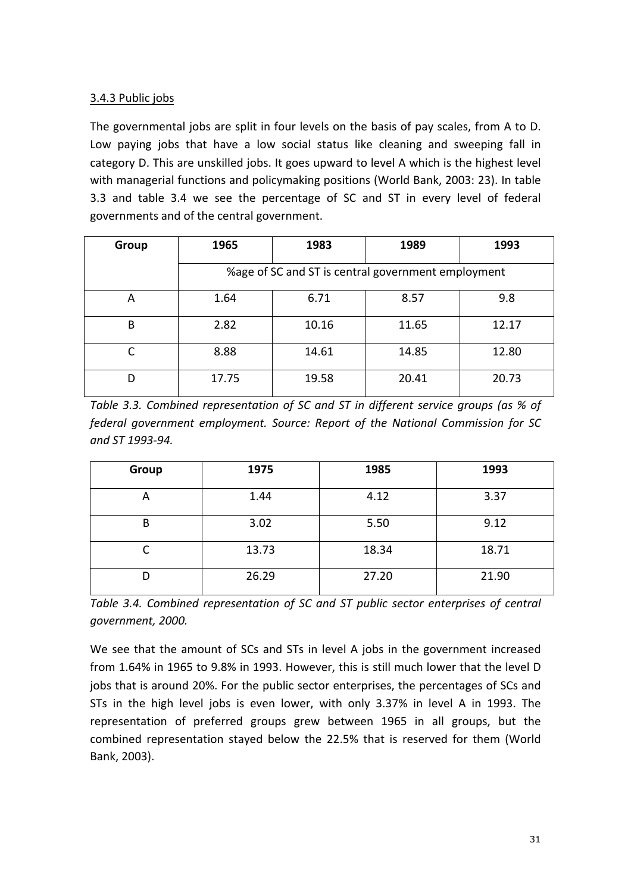### 3.4.3 Public jobs

The governmental jobs are split in four levels on the basis of pay scales, from A to D. Low paying jobs that have a low social status like cleaning and sweeping fall in category D. This are unskilled jobs. It goes upward to level A which is the highest level with managerial functions and policymaking positions (World Bank, 2003: 23). In table 3.3 and table 3.4 we see the percentage of SC and ST in every level of federal governments and of the central government.

| Group | 1965 | 1983 | 1989 | 1993 |
|---|---|---|---|---|
| | %age of SC and ST is central government employment | | | |
| A | 1.64 | 6.71 | 8.57 | 9.8 |
| B | 2.82 | 10.16 | 11.65 | 12.17 |
| C | 8.88 | 14.61 | 14.85 | 12.80 |
| D | 17.75 | 19.58 | 20.41 | 20.73 |

*Table 3.3. Combined representation of SC and ST in different service groups (as % of federal government employment. Source: Report of the National Commission for SC and ST 1993-94.*

| Group | 1975 | 1985 | 1993 |
|---|---|---|---|
| A | 1.44 | 4.12 | 3.37 |
| B | 3.02 | 5.50 | 9.12 |
| C | 13.73 | 18.34 | 18.71 |
| D | 26.29 | 27.20 | 21.90 |

*Table 3.4. Combined representation of SC and ST public sector enterprises of central government, 2000.*

We see that the amount of SCs and STs in level A jobs in the government increased from 1.64% in 1965 to 9.8% in 1993. However, this is still much lower that the level D jobs that is around 20%. For the public sector enterprises, the percentages of SCs and STs in the high level jobs is even lower, with only 3.37% in level A in 1993. The representation of preferred groups grew between 1965 in all groups, but the combined representation stayed below the 22.5% that is reserved for them (World Bank, 2003).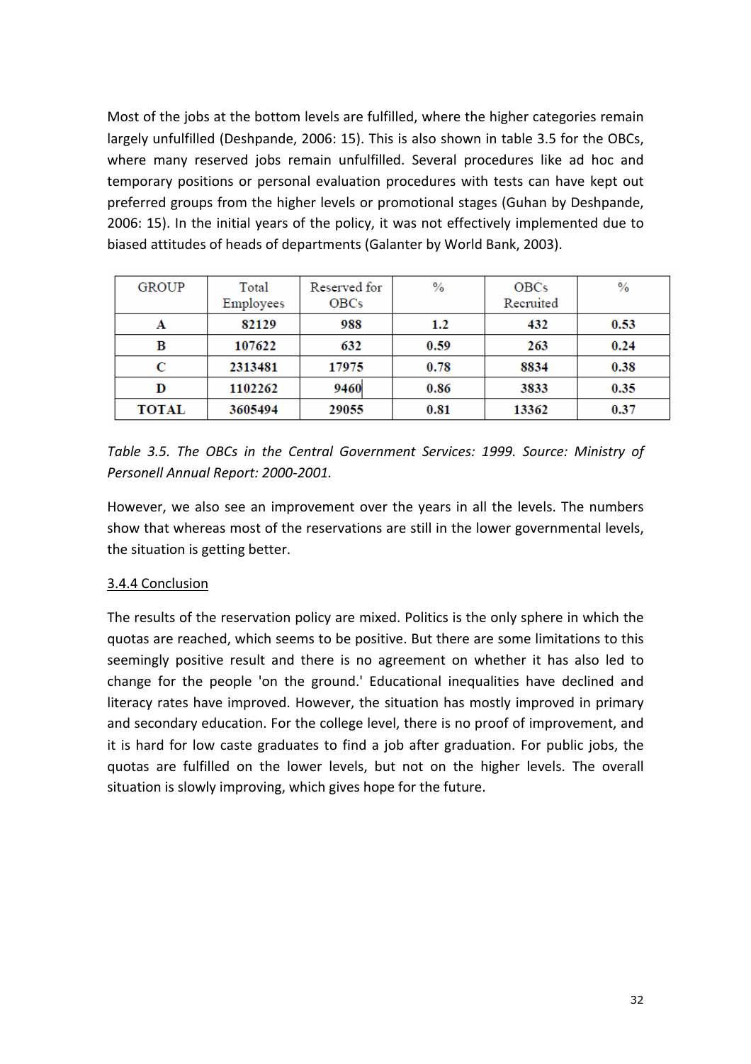Most of the jobs at the bottom levels are fulfilled, where the higher categories remain largely unfulfilled (Deshpande, 2006: 15). This is also shown in table 3.5 for the OBCs, where many reserved jobs remain unfulfilled. Several procedures like ad hoc and temporary positions or personal evaluation procedures with tests can have kept out preferred groups from the higher levels or promotional stages (Guhan by Deshpande, 2006: 15). In the initial years of the policy, it was not effectively implemented due to biased attitudes of heads of departments (Galanter by World Bank, 2003).

| GROUP | Total Employees | Reserved for OBCs | % | OBCs Recruited | % |
|---|---|---|---|---|---|
| **A** | **82129** | **988** | **1.2** | **432** | **0.53** |
| **B** | **107622** | **632** | **0.59** | **263** | **0.24** |
| **C** | **2313481** | **17975** | **0.78** | **8834** | **0.38** |
| **D** | **1102262** | **9460** | **0.86** | **3833** | **0.35** |
| **TOTAL** | **3605494** | **29055** | **0.81** | **13362** | **0.37** |

*Table 3.5. The OBCs in the Central Government Services: 1999. Source: Ministry of Personell Annual Report: 2000-2001.*

However, we also see an improvement over the years in all the levels. The numbers show that whereas most of the reservations are still in the lower governmental levels, the situation is getting better.

### 3.4.4 Conclusion

The results of the reservation policy are mixed. Politics is the only sphere in which the quotas are reached, which seems to be positive. But there are some limitations to this seemingly positive result and there is no agreement on whether it has also led to change for the people 'on the ground.' Educational inequalities have declined and literacy rates have improved. However, the situation has mostly improved in primary and secondary education. For the college level, there is no proof of improvement, and it is hard for low caste graduates to find a job after graduation. For public jobs, the quotas are fulfilled on the lower levels, but not on the higher levels. The overall situation is slowly improving, which gives hope for the future.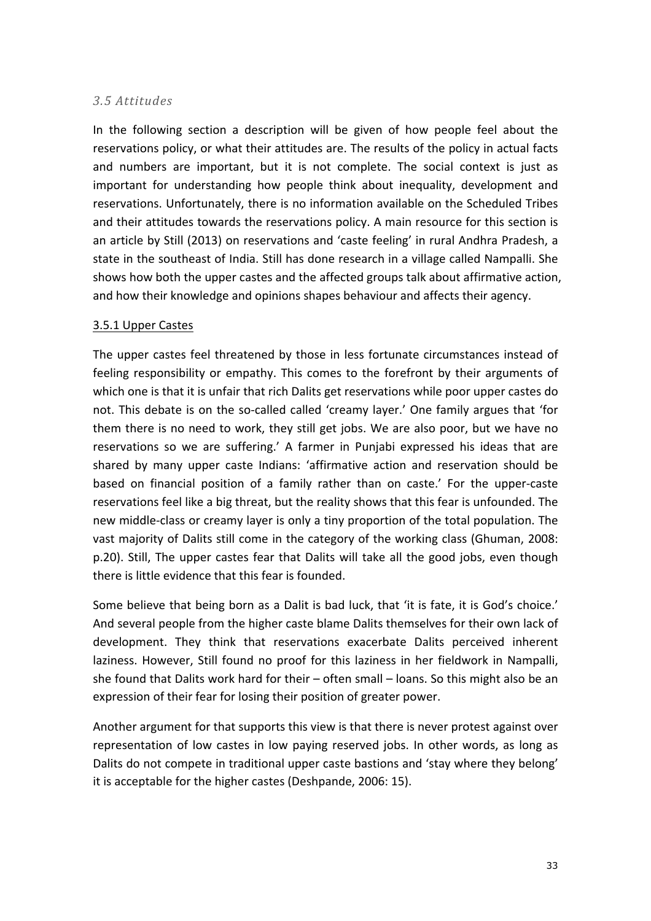### *3.5 Attitudes*

In the following section a description will be given of how people feel about the reservations policy, or what their attitudes are. The results of the policy in actual facts and numbers are important, but it is not complete. The social context is just as important for understanding how people think about inequality, development and reservations. Unfortunately, there is no information available on the Scheduled Tribes and their attitudes towards the reservations policy. A main resource for this section is an article by Still (2013) on reservations and 'caste feeling' in rural Andhra Pradesh, a state in the southeast of India. Still has done research in a village called Nampalli. She shows how both the upper castes and the affected groups talk about affirmative action, and how their knowledge and opinions shapes behaviour and affects their agency.

#### <u>3.5.1 Upper Castes</u>

The upper castes feel threatened by those in less fortunate circumstances instead of feeling responsibility or empathy. This comes to the forefront by their arguments of which one is that it is unfair that rich Dalits get reservations while poor upper castes do not. This debate is on the so-called called 'creamy layer.' One family argues that 'for them there is no need to work, they still get jobs. We are also poor, but we have no reservations so we are suffering.' A farmer in Punjabi expressed his ideas that are shared by many upper caste Indians: 'affirmative action and reservation should be based on financial position of a family rather than on caste.' For the upper-caste reservations feel like a big threat, but the reality shows that this fear is unfounded. The new middle-class or creamy layer is only a tiny proportion of the total population. The vast majority of Dalits still come in the category of the working class (Ghuman, 2008: p.20). Still, The upper castes fear that Dalits will take all the good jobs, even though there is little evidence that this fear is founded.

Some believe that being born as a Dalit is bad luck, that 'it is fate, it is God's choice.' And several people from the higher caste blame Dalits themselves for their own lack of development. They think that reservations exacerbate Dalits perceived inherent laziness. However, Still found no proof for this laziness in her fieldwork in Nampalli, she found that Dalits work hard for their – often small – loans. So this might also be an expression of their fear for losing their position of greater power.

Another argument for that supports this view is that there is never protest against over representation of low castes in low paying reserved jobs. In other words, as long as Dalits do not compete in traditional upper caste bastions and 'stay where they belong' it is acceptable for the higher castes (Deshpande, 2006: 15).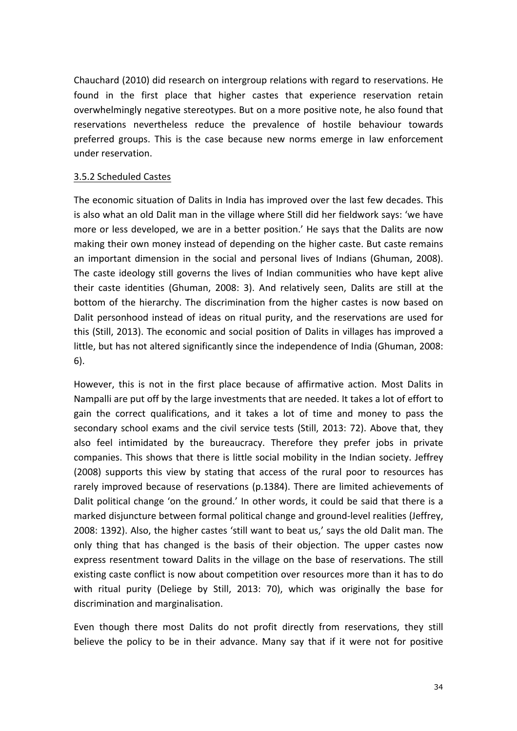Chauchard (2010) did research on intergroup relations with regard to reservations. He found in the first place that higher castes that experience reservation retain overwhelmingly negative stereotypes. But on a more positive note, he also found that reservations nevertheless reduce the prevalence of hostile behaviour towards preferred groups. This is the case because new norms emerge in law enforcement under reservation.

### 3.5.2 Scheduled Castes

The economic situation of Dalits in India has improved over the last few decades. This is also what an old Dalit man in the village where Still did her fieldwork says: 'we have more or less developed, we are in a better position.' He says that the Dalits are now making their own money instead of depending on the higher caste. But caste remains an important dimension in the social and personal lives of Indians (Ghuman, 2008). The caste ideology still governs the lives of Indian communities who have kept alive their caste identities (Ghuman, 2008: 3). And relatively seen, Dalits are still at the bottom of the hierarchy. The discrimination from the higher castes is now based on Dalit personhood instead of ideas on ritual purity, and the reservations are used for this (Still, 2013). The economic and social position of Dalits in villages has improved a little, but has not altered significantly since the independence of India (Ghuman, 2008: 6).

However, this is not in the first place because of affirmative action. Most Dalits in Nampalli are put off by the large investments that are needed. It takes a lot of effort to gain the correct qualifications, and it takes a lot of time and money to pass the secondary school exams and the civil service tests (Still, 2013: 72). Above that, they also feel intimidated by the bureaucracy. Therefore they prefer jobs in private companies. This shows that there is little social mobility in the Indian society. Jeffrey (2008) supports this view by stating that access of the rural poor to resources has rarely improved because of reservations (p.1384). There are limited achievements of Dalit political change 'on the ground.' In other words, it could be said that there is a marked disjuncture between formal political change and ground-level realities (Jeffrey, 2008: 1392). Also, the higher castes 'still want to beat us,' says the old Dalit man. The only thing that has changed is the basis of their objection. The upper castes now express resentment toward Dalits in the village on the base of reservations. The still existing caste conflict is now about competition over resources more than it has to do with ritual purity (Deliege by Still, 2013: 70), which was originally the base for discrimination and marginalisation.

Even though there most Dalits do not profit directly from reservations, they still believe the policy to be in their advance. Many say that if it were not for positive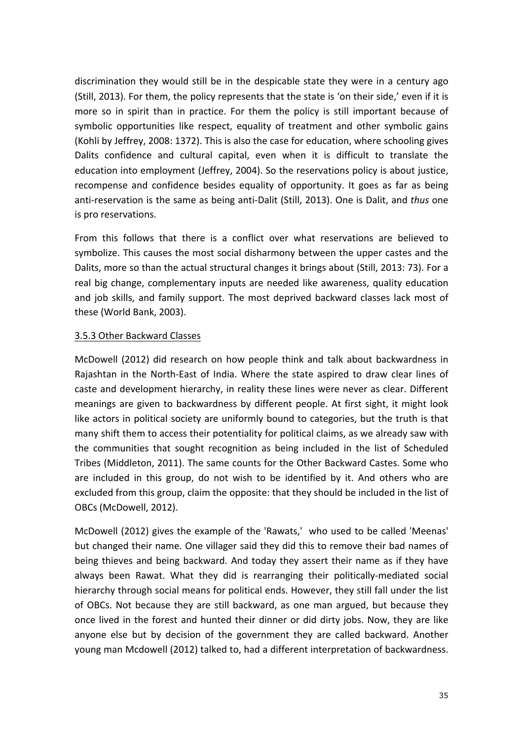discrimination they would still be in the despicable state they were in a century ago (Still, 2013). For them, the policy represents that the state is 'on their side,' even if it is more so in spirit than in practice. For them the policy is still important because of symbolic opportunities like respect, equality of treatment and other symbolic gains (Kohli by Jeffrey, 2008: 1372). This is also the case for education, where schooling gives Dalits confidence and cultural capital, even when it is difficult to translate the education into employment (Jeffrey, 2004). So the reservations policy is about justice, recompense and confidence besides equality of opportunity. It goes as far as being anti-reservation is the same as being anti-Dalit (Still, 2013). One is Dalit, and *thus* one is pro reservations.

From this follows that there is a conflict over what reservations are believed to symbolize. This causes the most social disharmony between the upper castes and the Dalits, more so than the actual structural changes it brings about (Still, 2013: 73). For a real big change, complementary inputs are needed like awareness, quality education and job skills, and family support. The most deprived backward classes lack most of these (World Bank, 2003).

### 3.5.3 Other Backward Classes

McDowell (2012) did research on how people think and talk about backwardness in Rajashtan in the North-East of India. Where the state aspired to draw clear lines of caste and development hierarchy, in reality these lines were never as clear. Different meanings are given to backwardness by different people. At first sight, it might look like actors in political society are uniformly bound to categories, but the truth is that many shift them to access their potentiality for political claims, as we already saw with the communities that sought recognition as being included in the list of Scheduled Tribes (Middleton, 2011). The same counts for the Other Backward Castes. Some who are included in this group, do not wish to be identified by it. And others who are excluded from this group, claim the opposite: that they should be included in the list of OBCs (McDowell, 2012).

McDowell (2012) gives the example of the 'Rawats,' who used to be called 'Meenas' but changed their name. One villager said they did this to remove their bad names of being thieves and being backward. And today they assert their name as if they have always been Rawat. What they did is rearranging their politically-mediated social hierarchy through social means for political ends. However, they still fall under the list of OBCs. Not because they are still backward, as one man argued, but because they once lived in the forest and hunted their dinner or did dirty jobs. Now, they are like anyone else but by decision of the government they are called backward. Another young man Mcdowell (2012) talked to, had a different interpretation of backwardness.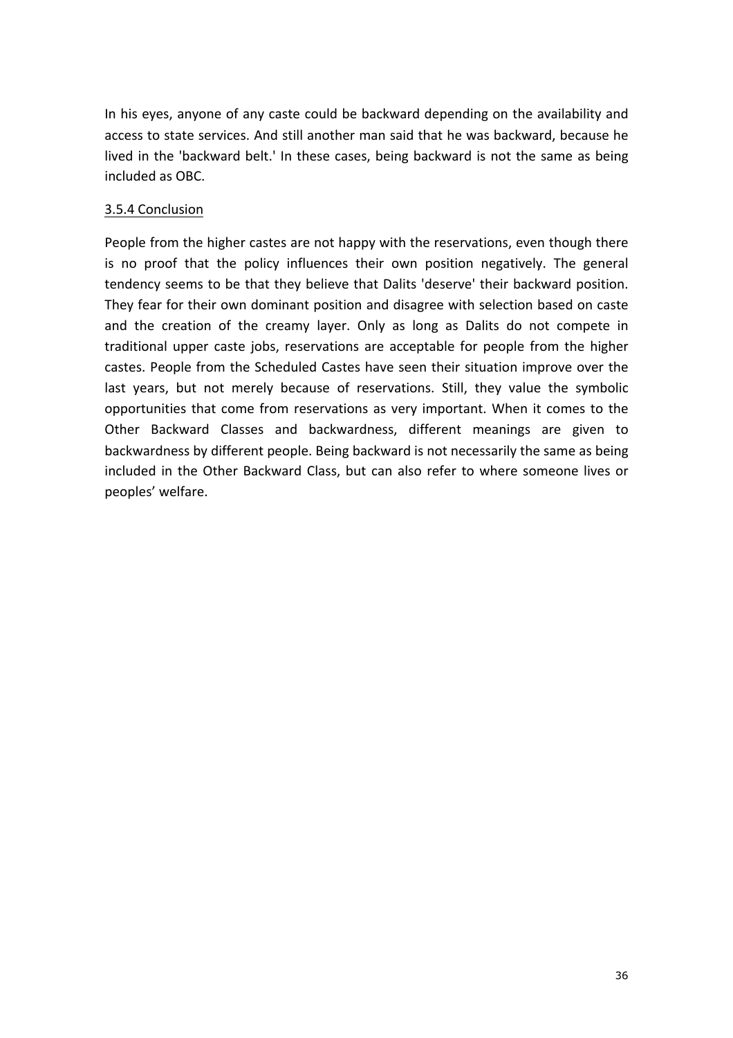In his eyes, anyone of any caste could be backward depending on the availability and access to state services. And still another man said that he was backward, because he lived in the 'backward belt.' In these cases, being backward is not the same as being included as OBC.

### 3.5.4 Conclusion

People from the higher castes are not happy with the reservations, even though there is no proof that the policy influences their own position negatively. The general tendency seems to be that they believe that Dalits 'deserve' their backward position. They fear for their own dominant position and disagree with selection based on caste and the creation of the creamy layer. Only as long as Dalits do not compete in traditional upper caste jobs, reservations are acceptable for people from the higher castes. People from the Scheduled Castes have seen their situation improve over the last years, but not merely because of reservations. Still, they value the symbolic opportunities that come from reservations as very important. When it comes to the Other Backward Classes and backwardness, different meanings are given to backwardness by different people. Being backward is not necessarily the same as being included in the Other Backward Class, but can also refer to where someone lives or peoples' welfare.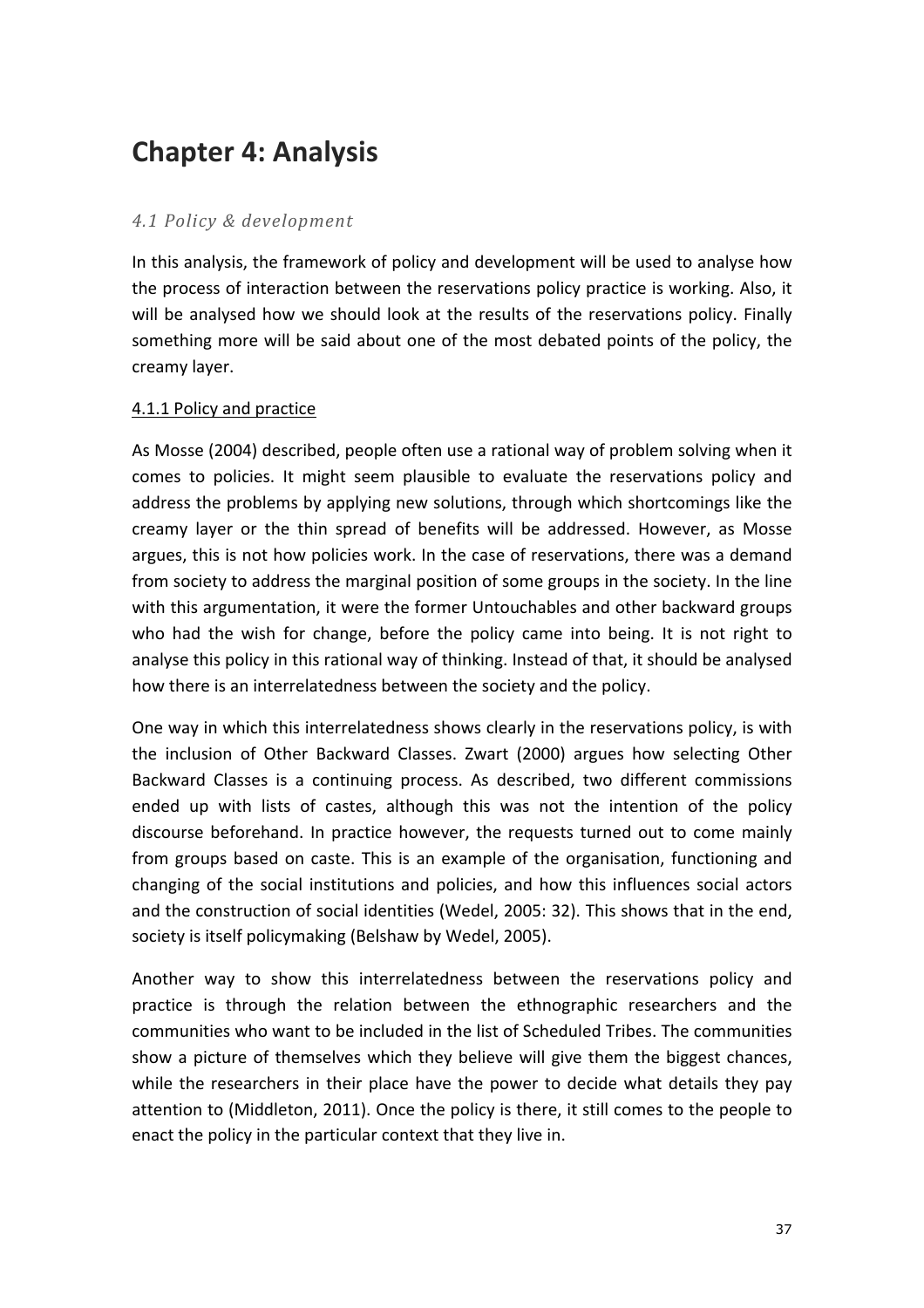# Chapter 4: Analysis

## *4.1 Policy & development*

In this analysis, the framework of policy and development will be used to analyse how the process of interaction between the reservations policy practice is working. Also, it will be analysed how we should look at the results of the reservations policy. Finally something more will be said about one of the most debated points of the policy, the creamy layer.

### <u>4.1.1 Policy and practice</u>

As Mosse (2004) described, people often use a rational way of problem solving when it comes to policies. It might seem plausible to evaluate the reservations policy and address the problems by applying new solutions, through which shortcomings like the creamy layer or the thin spread of benefits will be addressed. However, as Mosse argues, this is not how policies work. In the case of reservations, there was a demand from society to address the marginal position of some groups in the society. In the line with this argumentation, it were the former Untouchables and other backward groups who had the wish for change, before the policy came into being. It is not right to analyse this policy in this rational way of thinking. Instead of that, it should be analysed how there is an interrelatedness between the society and the policy.

One way in which this interrelatedness shows clearly in the reservations policy, is with the inclusion of Other Backward Classes. Zwart (2000) argues how selecting Other Backward Classes is a continuing process. As described, two different commissions ended up with lists of castes, although this was not the intention of the policy discourse beforehand. In practice however, the requests turned out to come mainly from groups based on caste. This is an example of the organisation, functioning and changing of the social institutions and policies, and how this influences social actors and the construction of social identities (Wedel, 2005: 32). This shows that in the end, society is itself policymaking (Belshaw by Wedel, 2005).

Another way to show this interrelatedness between the reservations policy and practice is through the relation between the ethnographic researchers and the communities who want to be included in the list of Scheduled Tribes. The communities show a picture of themselves which they believe will give them the biggest chances, while the researchers in their place have the power to decide what details they pay attention to (Middleton, 2011). Once the policy is there, it still comes to the people to enact the policy in the particular context that they live in.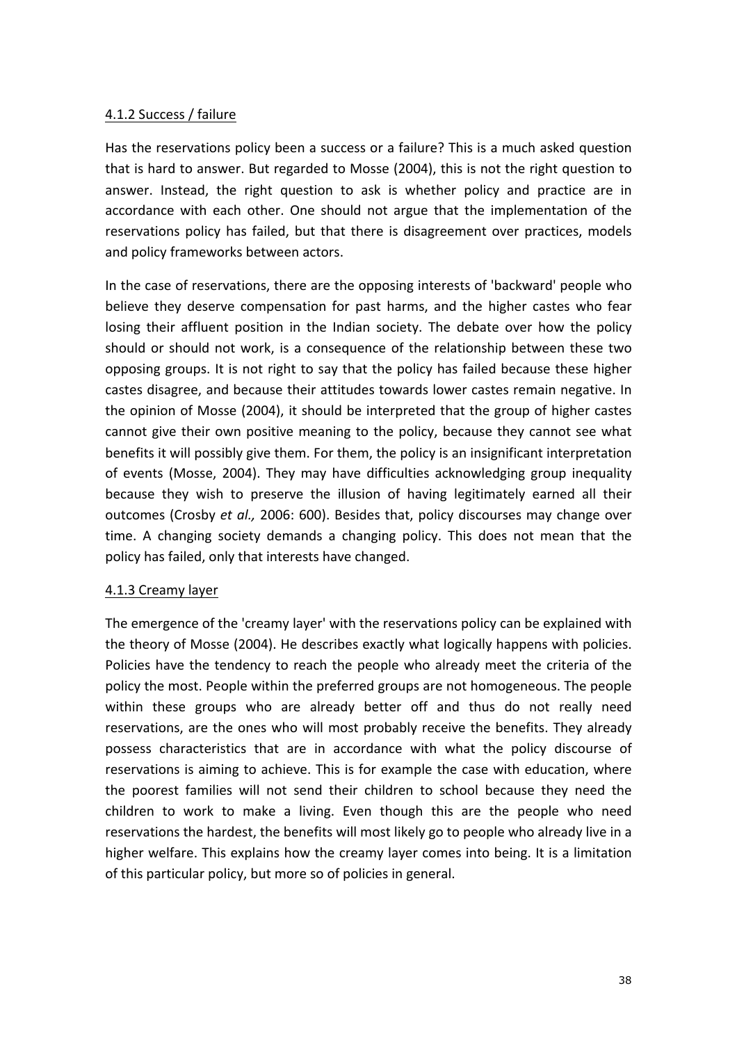#### 4.1.2 Success / failure

Has the reservations policy been a success or a failure? This is a much asked question that is hard to answer. But regarded to Mosse (2004), this is not the right question to answer. Instead, the right question to ask is whether policy and practice are in accordance with each other. One should not argue that the implementation of the reservations policy has failed, but that there is disagreement over practices, models and policy frameworks between actors.

In the case of reservations, there are the opposing interests of 'backward' people who believe they deserve compensation for past harms, and the higher castes who fear losing their affluent position in the Indian society. The debate over how the policy should or should not work, is a consequence of the relationship between these two opposing groups. It is not right to say that the policy has failed because these higher castes disagree, and because their attitudes towards lower castes remain negative. In the opinion of Mosse (2004), it should be interpreted that the group of higher castes cannot give their own positive meaning to the policy, because they cannot see what benefits it will possibly give them. For them, the policy is an insignificant interpretation of events (Mosse, 2004). They may have difficulties acknowledging group inequality because they wish to preserve the illusion of having legitimately earned all their outcomes (Crosby *et al.,* 2006: 600). Besides that, policy discourses may change over time. A changing society demands a changing policy. This does not mean that the policy has failed, only that interests have changed.

#### 4.1.3 Creamy layer

The emergence of the 'creamy layer' with the reservations policy can be explained with the theory of Mosse (2004). He describes exactly what logically happens with policies. Policies have the tendency to reach the people who already meet the criteria of the policy the most. People within the preferred groups are not homogeneous. The people within these groups who are already better off and thus do not really need reservations, are the ones who will most probably receive the benefits. They already possess characteristics that are in accordance with what the policy discourse of reservations is aiming to achieve. This is for example the case with education, where the poorest families will not send their children to school because they need the children to work to make a living. Even though this are the people who need reservations the hardest, the benefits will most likely go to people who already live in a higher welfare. This explains how the creamy layer comes into being. It is a limitation of this particular policy, but more so of policies in general.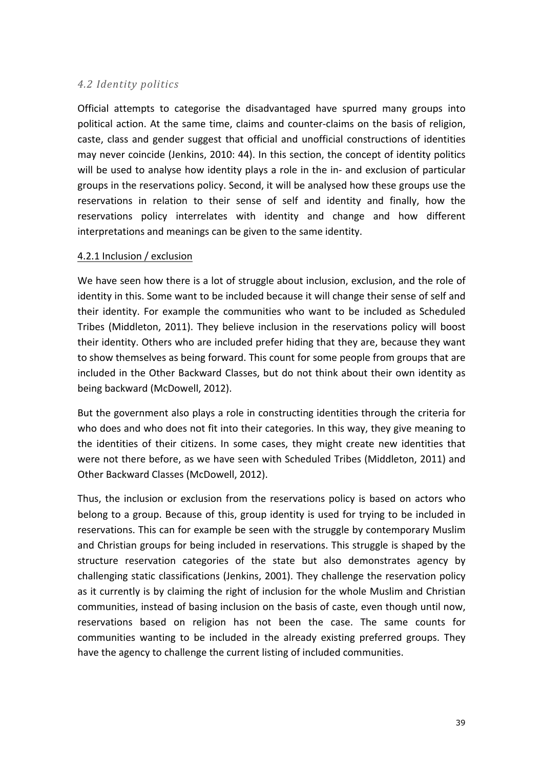### *4.2 Identity politics*

Official attempts to categorise the disadvantaged have spurred many groups into political action. At the same time, claims and counter-claims on the basis of religion, caste, class and gender suggest that official and unofficial constructions of identities may never coincide (Jenkins, 2010: 44). In this section, the concept of identity politics will be used to analyse how identity plays a role in the in- and exclusion of particular groups in the reservations policy. Second, it will be analysed how these groups use the reservations in relation to their sense of self and identity and finally, how the reservations policy interrelates with identity and change and how different interpretations and meanings can be given to the same identity.

#### 4.2.1 Inclusion / exclusion

We have seen how there is a lot of struggle about inclusion, exclusion, and the role of identity in this. Some want to be included because it will change their sense of self and their identity. For example the communities who want to be included as Scheduled Tribes (Middleton, 2011). They believe inclusion in the reservations policy will boost their identity. Others who are included prefer hiding that they are, because they want to show themselves as being forward. This count for some people from groups that are included in the Other Backward Classes, but do not think about their own identity as being backward (McDowell, 2012).

But the government also plays a role in constructing identities through the criteria for who does and who does not fit into their categories. In this way, they give meaning to the identities of their citizens. In some cases, they might create new identities that were not there before, as we have seen with Scheduled Tribes (Middleton, 2011) and Other Backward Classes (McDowell, 2012).

Thus, the inclusion or exclusion from the reservations policy is based on actors who belong to a group. Because of this, group identity is used for trying to be included in reservations. This can for example be seen with the struggle by contemporary Muslim and Christian groups for being included in reservations. This struggle is shaped by the structure reservation categories of the state but also demonstrates agency by challenging static classifications (Jenkins, 2001). They challenge the reservation policy as it currently is by claiming the right of inclusion for the whole Muslim and Christian communities, instead of basing inclusion on the basis of caste, even though until now, reservations based on religion has not been the case. The same counts for communities wanting to be included in the already existing preferred groups. They have the agency to challenge the current listing of included communities.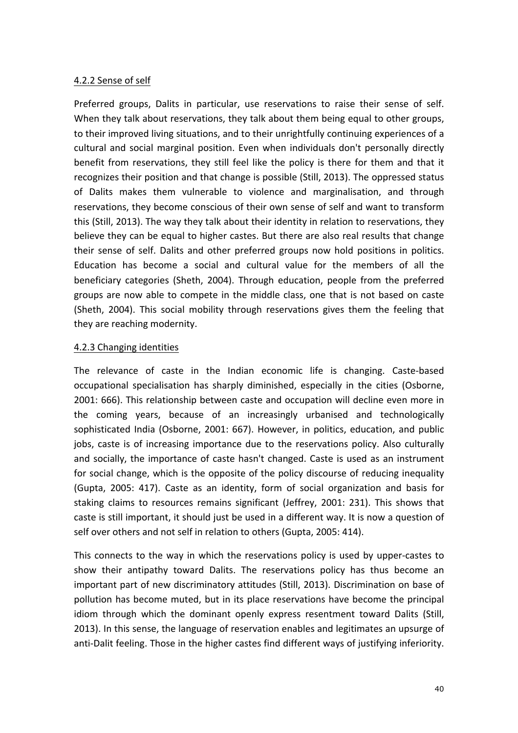#### 4.2.2 Sense of self

Preferred groups, Dalits in particular, use reservations to raise their sense of self. When they talk about reservations, they talk about them being equal to other groups, to their improved living situations, and to their unrightfully continuing experiences of a cultural and social marginal position. Even when individuals don't personally directly benefit from reservations, they still feel like the policy is there for them and that it recognizes their position and that change is possible (Still, 2013). The oppressed status of Dalits makes them vulnerable to violence and marginalisation, and through reservations, they become conscious of their own sense of self and want to transform this (Still, 2013). The way they talk about their identity in relation to reservations, they believe they can be equal to higher castes. But there are also real results that change their sense of self. Dalits and other preferred groups now hold positions in politics. Education has become a social and cultural value for the members of all the beneficiary categories (Sheth, 2004). Through education, people from the preferred groups are now able to compete in the middle class, one that is not based on caste (Sheth, 2004). This social mobility through reservations gives them the feeling that they are reaching modernity.

#### 4.2.3 Changing identities

The relevance of caste in the Indian economic life is changing. Caste-based occupational specialisation has sharply diminished, especially in the cities (Osborne, 2001: 666). This relationship between caste and occupation will decline even more in the coming years, because of an increasingly urbanised and technologically sophisticated India (Osborne, 2001: 667). However, in politics, education, and public jobs, caste is of increasing importance due to the reservations policy. Also culturally and socially, the importance of caste hasn't changed. Caste is used as an instrument for social change, which is the opposite of the policy discourse of reducing inequality (Gupta, 2005: 417). Caste as an identity, form of social organization and basis for staking claims to resources remains significant (Jeffrey, 2001: 231). This shows that caste is still important, it should just be used in a different way. It is now a question of self over others and not self in relation to others (Gupta, 2005: 414).

This connects to the way in which the reservations policy is used by upper-castes to show their antipathy toward Dalits. The reservations policy has thus become an important part of new discriminatory attitudes (Still, 2013). Discrimination on base of pollution has become muted, but in its place reservations have become the principal idiom through which the dominant openly express resentment toward Dalits (Still, 2013). In this sense, the language of reservation enables and legitimates an upsurge of anti-Dalit feeling. Those in the higher castes find different ways of justifying inferiority.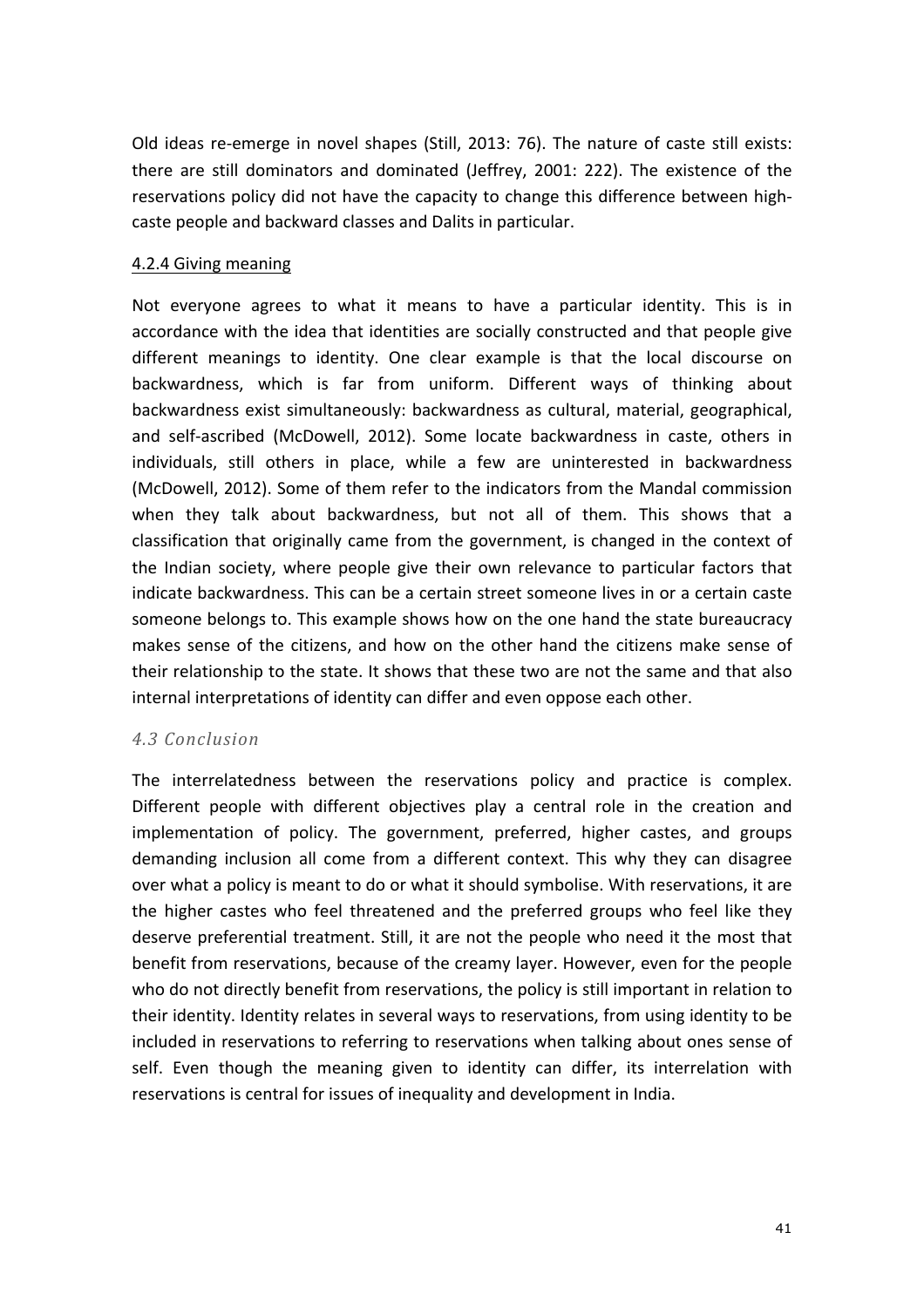Old ideas re-emerge in novel shapes (Still, 2013: 76). The nature of caste still exists: there are still dominators and dominated (Jeffrey, 2001: 222). The existence of the reservations policy did not have the capacity to change this difference between high-caste people and backward classes and Dalits in particular.

#### 4.2.4 Giving meaning

Not everyone agrees to what it means to have a particular identity. This is in accordance with the idea that identities are socially constructed and that people give different meanings to identity. One clear example is that the local discourse on backwardness, which is far from uniform. Different ways of thinking about backwardness exist simultaneously: backwardness as cultural, material, geographical, and self-ascribed (McDowell, 2012). Some locate backwardness in caste, others in individuals, still others in place, while a few are uninterested in backwardness (McDowell, 2012). Some of them refer to the indicators from the Mandal commission when they talk about backwardness, but not all of them. This shows that a classification that originally came from the government, is changed in the context of the Indian society, where people give their own relevance to particular factors that indicate backwardness. This can be a certain street someone lives in or a certain caste someone belongs to. This example shows how on the one hand the state bureaucracy makes sense of the citizens, and how on the other hand the citizens make sense of their relationship to the state. It shows that these two are not the same and that also internal interpretations of identity can differ and even oppose each other.

### *4.3 Conclusion*

The interrelatedness between the reservations policy and practice is complex. Different people with different objectives play a central role in the creation and implementation of policy. The government, preferred, higher castes, and groups demanding inclusion all come from a different context. This why they can disagree over what a policy is meant to do or what it should symbolise. With reservations, it are the higher castes who feel threatened and the preferred groups who feel like they deserve preferential treatment. Still, it are not the people who need it the most that benefit from reservations, because of the creamy layer. However, even for the people who do not directly benefit from reservations, the policy is still important in relation to their identity. Identity relates in several ways to reservations, from using identity to be included in reservations to referring to reservations when talking about ones sense of self. Even though the meaning given to identity can differ, its interrelation with reservations is central for issues of inequality and development in India.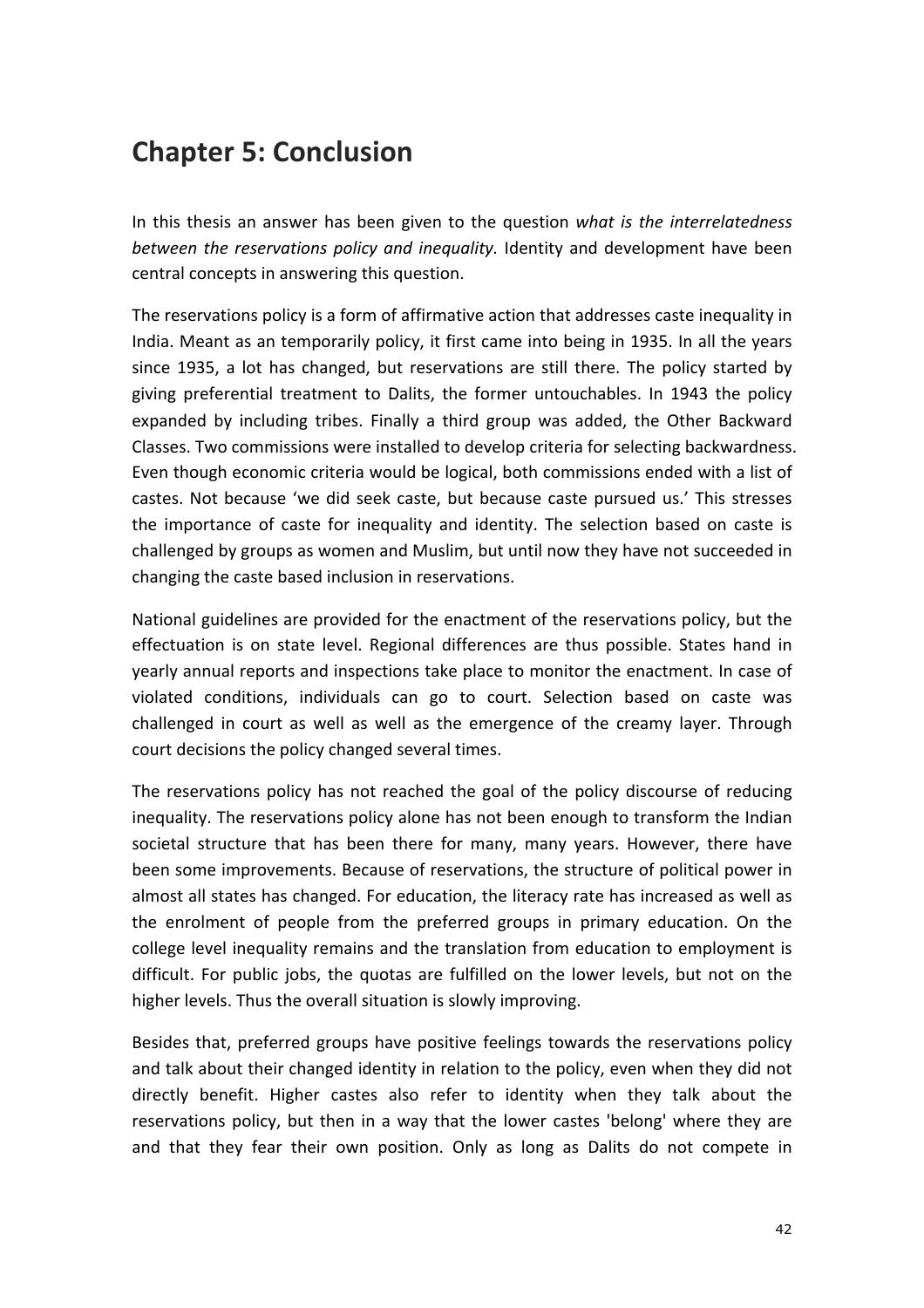# Chapter 5: Conclusion

In this thesis an answer has been given to the question *what is the interrelatedness between the reservations policy and inequality.* Identity and development have been central concepts in answering this question.

The reservations policy is a form of affirmative action that addresses caste inequality in India. Meant as an temporarily policy, it first came into being in 1935. In all the years since 1935, a lot has changed, but reservations are still there. The policy started by giving preferential treatment to Dalits, the former untouchables. In 1943 the policy expanded by including tribes. Finally a third group was added, the Other Backward Classes. Two commissions were installed to develop criteria for selecting backwardness. Even though economic criteria would be logical, both commissions ended with a list of castes. Not because 'we did seek caste, but because caste pursued us.' This stresses the importance of caste for inequality and identity. The selection based on caste is challenged by groups as women and Muslim, but until now they have not succeeded in changing the caste based inclusion in reservations.

National guidelines are provided for the enactment of the reservations policy, but the effectuation is on state level. Regional differences are thus possible. States hand in yearly annual reports and inspections take place to monitor the enactment. In case of violated conditions, individuals can go to court. Selection based on caste was challenged in court as well as well as the emergence of the creamy layer. Through court decisions the policy changed several times.

The reservations policy has not reached the goal of the policy discourse of reducing inequality. The reservations policy alone has not been enough to transform the Indian societal structure that has been there for many, many years. However, there have been some improvements. Because of reservations, the structure of political power in almost all states has changed. For education, the literacy rate has increased as well as the enrolment of people from the preferred groups in primary education. On the college level inequality remains and the translation from education to employment is difficult. For public jobs, the quotas are fulfilled on the lower levels, but not on the higher levels. Thus the overall situation is slowly improving.

Besides that, preferred groups have positive feelings towards the reservations policy and talk about their changed identity in relation to the policy, even when they did not directly benefit. Higher castes also refer to identity when they talk about the reservations policy, but then in a way that the lower castes 'belong' where they are and that they fear their own position. Only as long as Dalits do not compete in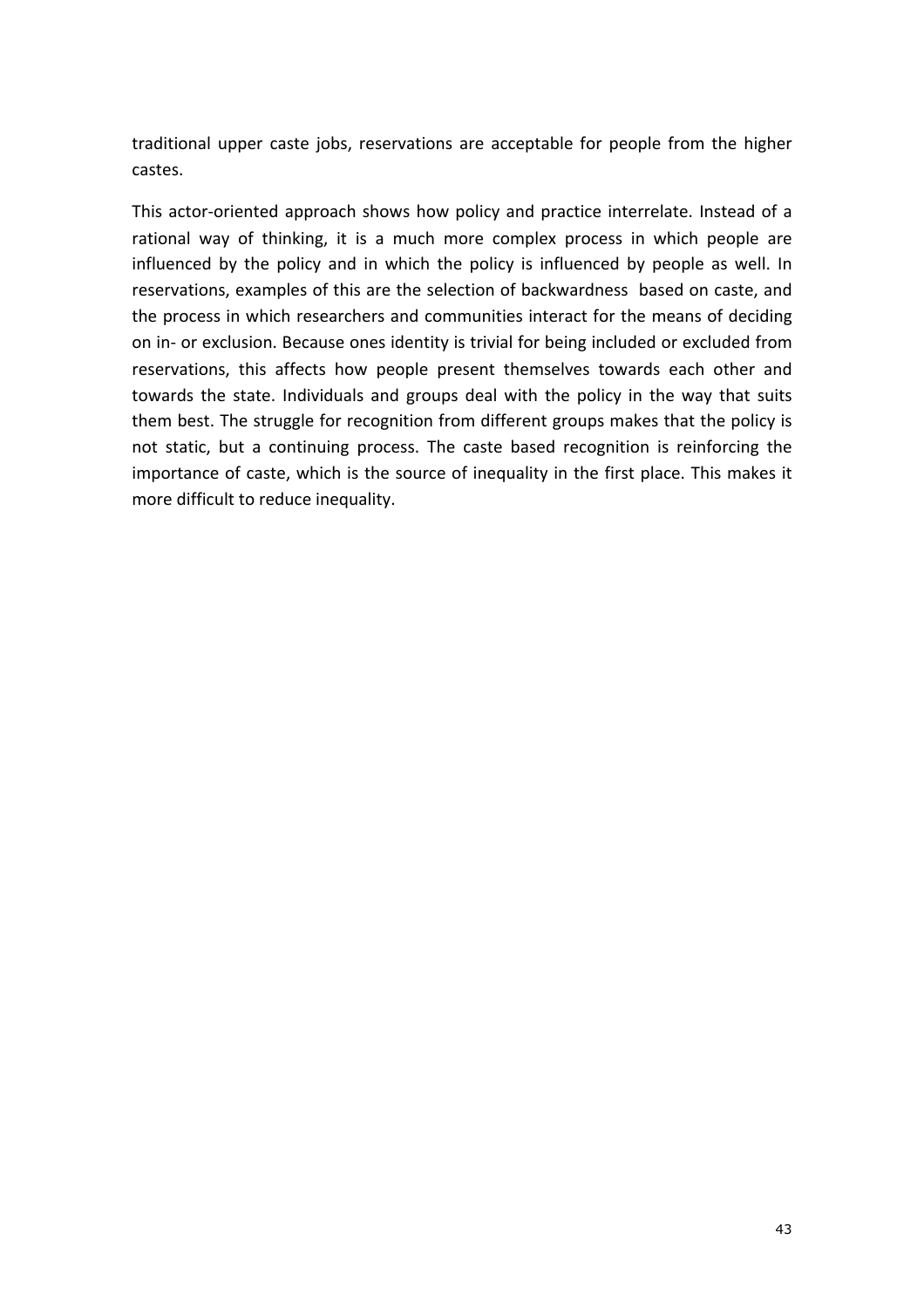traditional upper caste jobs, reservations are acceptable for people from the higher castes.

This actor-oriented approach shows how policy and practice interrelate. Instead of a rational way of thinking, it is a much more complex process in which people are influenced by the policy and in which the policy is influenced by people as well. In reservations, examples of this are the selection of backwardness based on caste, and the process in which researchers and communities interact for the means of deciding on in- or exclusion. Because ones identity is trivial for being included or excluded from reservations, this affects how people present themselves towards each other and towards the state. Individuals and groups deal with the policy in the way that suits them best. The struggle for recognition from different groups makes that the policy is not static, but a continuing process. The caste based recognition is reinforcing the importance of caste, which is the source of inequality in the first place. This makes it more difficult to reduce inequality.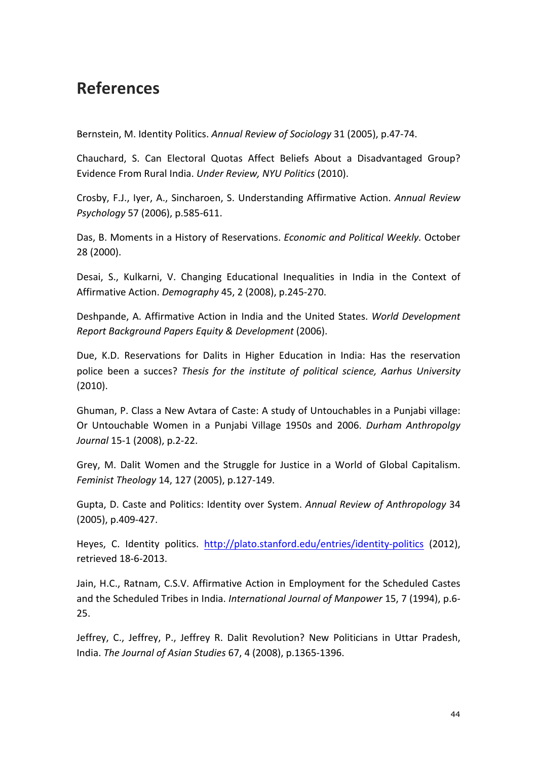## References

Bernstein, M. Identity Politics. *Annual Review of Sociology* 31 (2005), p.47-74.

Chauchard, S. Can Electoral Quotas Affect Beliefs About a Disadvantaged Group? Evidence From Rural India. *Under Review, NYU Politics* (2010).

Crosby, F.J., Iyer, A., Sincharoen, S. Understanding Affirmative Action. *Annual Review Psychology* 57 (2006), p.585-611.

Das, B. Moments in a History of Reservations. *Economic and Political Weekly.* October 28 (2000).

Desai, S., Kulkarni, V. Changing Educational Inequalities in India in the Context of Affirmative Action. *Demography* 45, 2 (2008), p.245-270.

Deshpande, A. Affirmative Action in India and the United States. *World Development Report Background Papers Equity & Development* (2006).

Due, K.D. Reservations for Dalits in Higher Education in India: Has the reservation police been a succes? *Thesis for the institute of political science, Aarhus University* (2010).

Ghuman, P. Class a New Avtara of Caste: A study of Untouchables in a Punjabi village: Or Untouchable Women in a Punjabi Village 1950s and 2006. *Durham Anthropolgy Journal* 15-1 (2008), p.2-22.

Grey, M. Dalit Women and the Struggle for Justice in a World of Global Capitalism. *Feminist Theology* 14, 127 (2005), p.127-149.

Gupta, D. Caste and Politics: Identity over System. *Annual Review of Anthropology* 34 (2005), p.409-427.

Heyes, C. Identity politics. http://plato.stanford.edu/entries/identity-politics (2012), retrieved 18-6-2013.

Jain, H.C., Ratnam, C.S.V. Affirmative Action in Employment for the Scheduled Castes and the Scheduled Tribes in India. *International Journal of Manpower* 15, 7 (1994), p.6-25.

Jeffrey, C., Jeffrey, P., Jeffrey R. Dalit Revolution? New Politicians in Uttar Pradesh, India. *The Journal of Asian Studies* 67, 4 (2008), p.1365-1396.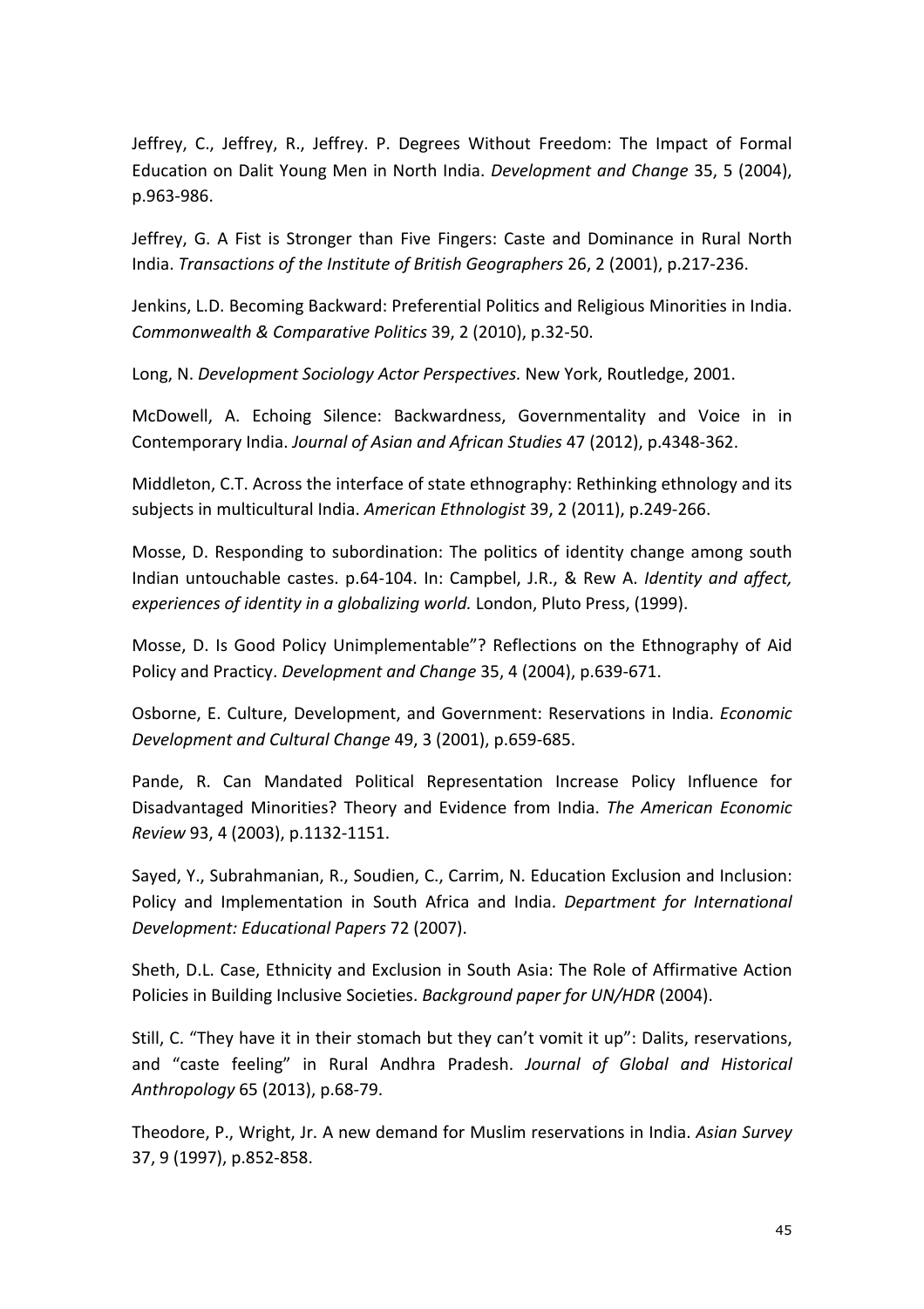Jeffrey, C., Jeffrey, R., Jeffrey. P. Degrees Without Freedom: The Impact of Formal Education on Dalit Young Men in North India. *Development and Change* 35, 5 (2004), p.963-986.

Jeffrey, G. A Fist is Stronger than Five Fingers: Caste and Dominance in Rural North India. *Transactions of the Institute of British Geographers* 26, 2 (2001), p.217-236.

Jenkins, L.D. Becoming Backward: Preferential Politics and Religious Minorities in India. *Commonwealth & Comparative Politics* 39, 2 (2010), p.32-50.

Long, N. *Development Sociology Actor Perspectives.* New York, Routledge, 2001.

McDowell, A. Echoing Silence: Backwardness, Governmentality and Voice in in Contemporary India. *Journal of Asian and African Studies* 47 (2012), p.4348-362.

Middleton, C.T. Across the interface of state ethnography: Rethinking ethnology and its subjects in multicultural India. *American Ethnologist* 39, 2 (2011), p.249-266.

Mosse, D. Responding to subordination: The politics of identity change among south Indian untouchable castes. p.64-104. In: Campbel, J.R., & Rew A. *Identity and affect, experiences of identity in a globalizing world.* London, Pluto Press, (1999).

Mosse, D. Is Good Policy Unimplementable"? Reflections on the Ethnography of Aid Policy and Practicy. *Development and Change* 35, 4 (2004), p.639-671.

Osborne, E. Culture, Development, and Government: Reservations in India. *Economic Development and Cultural Change* 49, 3 (2001), p.659-685.

Pande, R. Can Mandated Political Representation Increase Policy Influence for Disadvantaged Minorities? Theory and Evidence from India. *The American Economic Review* 93, 4 (2003), p.1132-1151.

Sayed, Y., Subrahmanian, R., Soudien, C., Carrim, N. Education Exclusion and Inclusion: Policy and Implementation in South Africa and India. *Department for International Development: Educational Papers* 72 (2007).

Sheth, D.L. Case, Ethnicity and Exclusion in South Asia: The Role of Affirmative Action Policies in Building Inclusive Societies. *Background paper for UN/HDR* (2004).

Still, C. "They have it in their stomach but they can't vomit it up": Dalits, reservations, and "caste feeling" in Rural Andhra Pradesh. *Journal of Global and Historical Anthropology* 65 (2013), p.68-79.

Theodore, P., Wright, Jr. A new demand for Muslim reservations in India. *Asian Survey* 37, 9 (1997), p.852-858.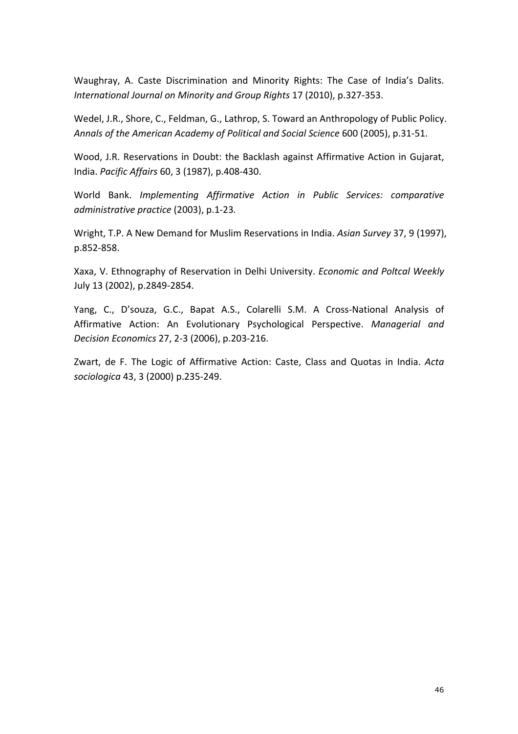Waughray, A. Caste Discrimination and Minority Rights: The Case of India's Dalits. *International Journal on Minority and Group Rights* 17 (2010), p.327-353.

Wedel, J.R., Shore, C., Feldman, G., Lathrop, S. Toward an Anthropology of Public Policy. *Annals of the American Academy of Political and Social Science* 600 (2005), p.31-51.

Wood, J.R. Reservations in Doubt: the Backlash against Affirmative Action in Gujarat, India. *Pacific Affairs* 60, 3 (1987), p.408-430.

World Bank. *Implementing Affirmative Action in Public Services: comparative administrative practice* (2003), p.1-23.

Wright, T.P. A New Demand for Muslim Reservations in India. *Asian Survey* 37, 9 (1997), p.852-858.

Xaxa, V. Ethnography of Reservation in Delhi University. *Economic and Poltcal Weekly* July 13 (2002), p.2849-2854.

Yang, C., D'souza, G.C., Bapat A.S., Colarelli S.M. A Cross-National Analysis of Affirmative Action: An Evolutionary Psychological Perspective. *Managerial and Decision Economics* 27, 2-3 (2006), p.203-216.

Zwart, de F. The Logic of Affirmative Action: Caste, Class and Quotas in India. *Acta sociologica* 43, 3 (2000) p.235-249.